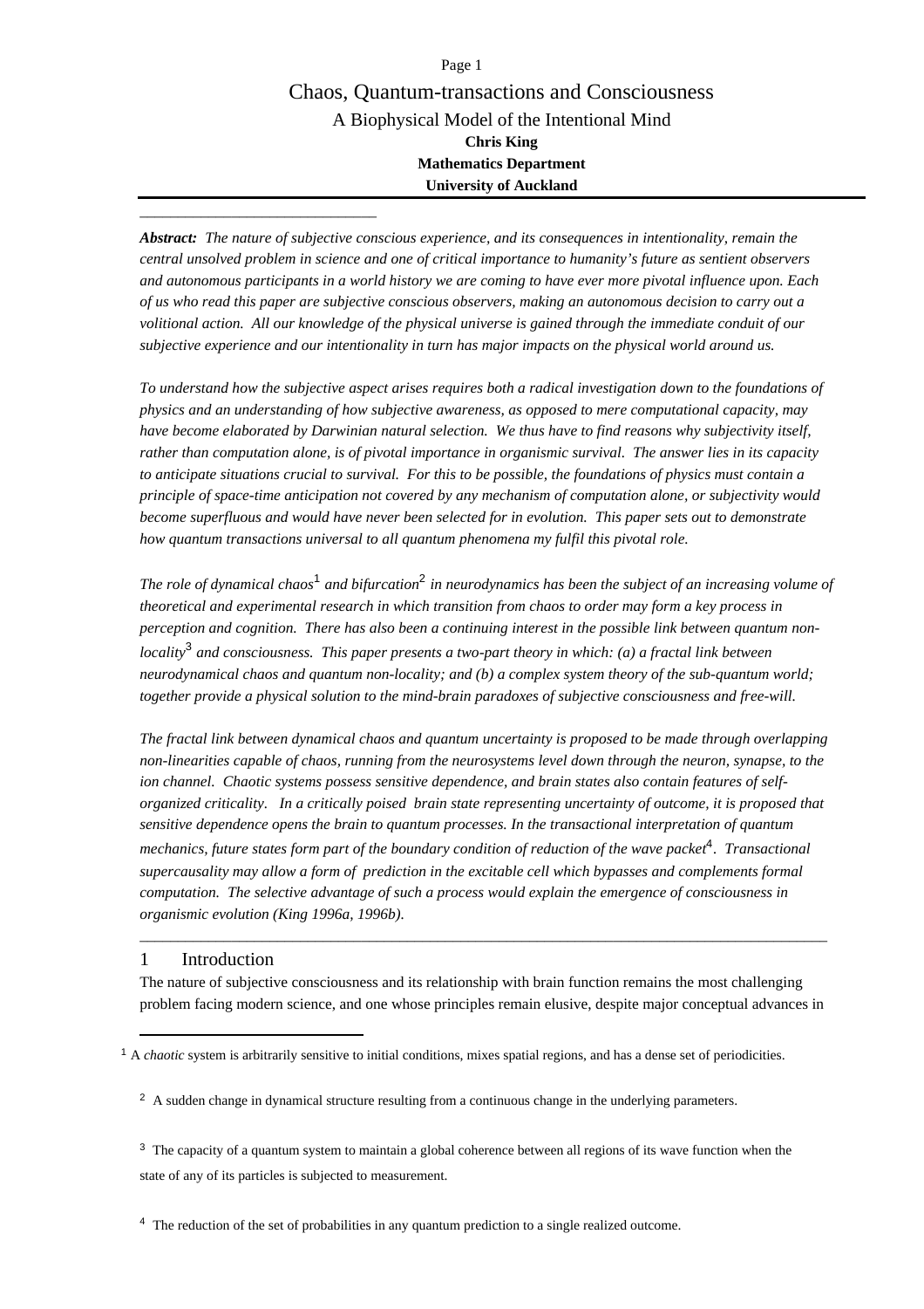# Chaos, Quantum-transactions and Consciousness

## A Biophysical Model of the Intentional Mind

**Chris King**

**Mathematics Department**

**University of Auckland**

---

***Abstract:*** *The nature of subjective conscious experience, and its consequences in intentionality, remain the central unsolved problem in science and one of critical importance to humanity's future as sentient observers and autonomous participants in a world history we are coming to have ever more pivotal influence upon. Each of us who read this paper are subjective conscious observers, making an autonomous decision to carry out a volitional action. All our knowledge of the physical universe is gained through the immediate conduit of our subjective experience and our intentionality in turn has major impacts on the physical world around us.*

*To understand how the subjective aspect arises requires both a radical investigation down to the foundations of physics and an understanding of how subjective awareness, as opposed to mere computational capacity, may have become elaborated by Darwinian natural selection. We thus have to find reasons why subjectivity itself, rather than computation alone, is of pivotal importance in organismic survival. The answer lies in its capacity to anticipate situations crucial to survival. For this to be possible, the foundations of physics must contain a principle of space-time anticipation not covered by any mechanism of computation alone, or subjectivity would become superfluous and would have never been selected for in evolution. This paper sets out to demonstrate how quantum transactions universal to all quantum phenomena my fulfil this pivotal role.*

*The role of dynamical chaos*[1] *and bifurcation*[2] *in neurodynamics has been the subject of an increasing volume of theoretical and experimental research in which transition from chaos to order may form a key process in perception and cognition. There has also been a continuing interest in the possible link between quantum non-locality*[3] *and consciousness. This paper presents a two-part theory in which: (a) a fractal link between neurodynamical chaos and quantum non-locality; and (b) a complex system theory of the sub-quantum world; together provide a physical solution to the mind-brain paradoxes of subjective consciousness and free-will.*

*The fractal link between dynamical chaos and quantum uncertainty is proposed to be made through overlapping non-linearities capable of chaos, running from the neurosystems level down through the neuron, synapse, to the ion channel. Chaotic systems possess sensitive dependence, and brain states also contain features of self-organized criticality. In a critically poised brain state representing uncertainty of outcome, it is proposed that sensitive dependence opens the brain to quantum processes. In the transactional interpretation of quantum mechanics, future states form part of the boundary condition of reduction of the wave packet*[4]*. Transactional supercausality may allow a form of prediction in the excitable cell which bypasses and complements formal computation. The selective advantage of such a process would explain the emergence of consciousness in organismic evolution (King 1996a, 1996b).*

---

## 1 Introduction

The nature of subjective consciousness and its relationship with brain function remains the most challenging problem facing modern science, and one whose principles remain elusive, despite major conceptual advances in

---

[1] A *chaotic* system is arbitrarily sensitive to initial conditions, mixes spatial regions, and has a dense set of periodicities.

[2] A sudden change in dynamical structure resulting from a continuous change in the underlying parameters.

[3] The capacity of a quantum system to maintain a global coherence between all regions of its wave function when the state of any of its particles is subjected to measurement.

[4] The reduction of the set of probabilities in any quantum prediction to a single realized outcome.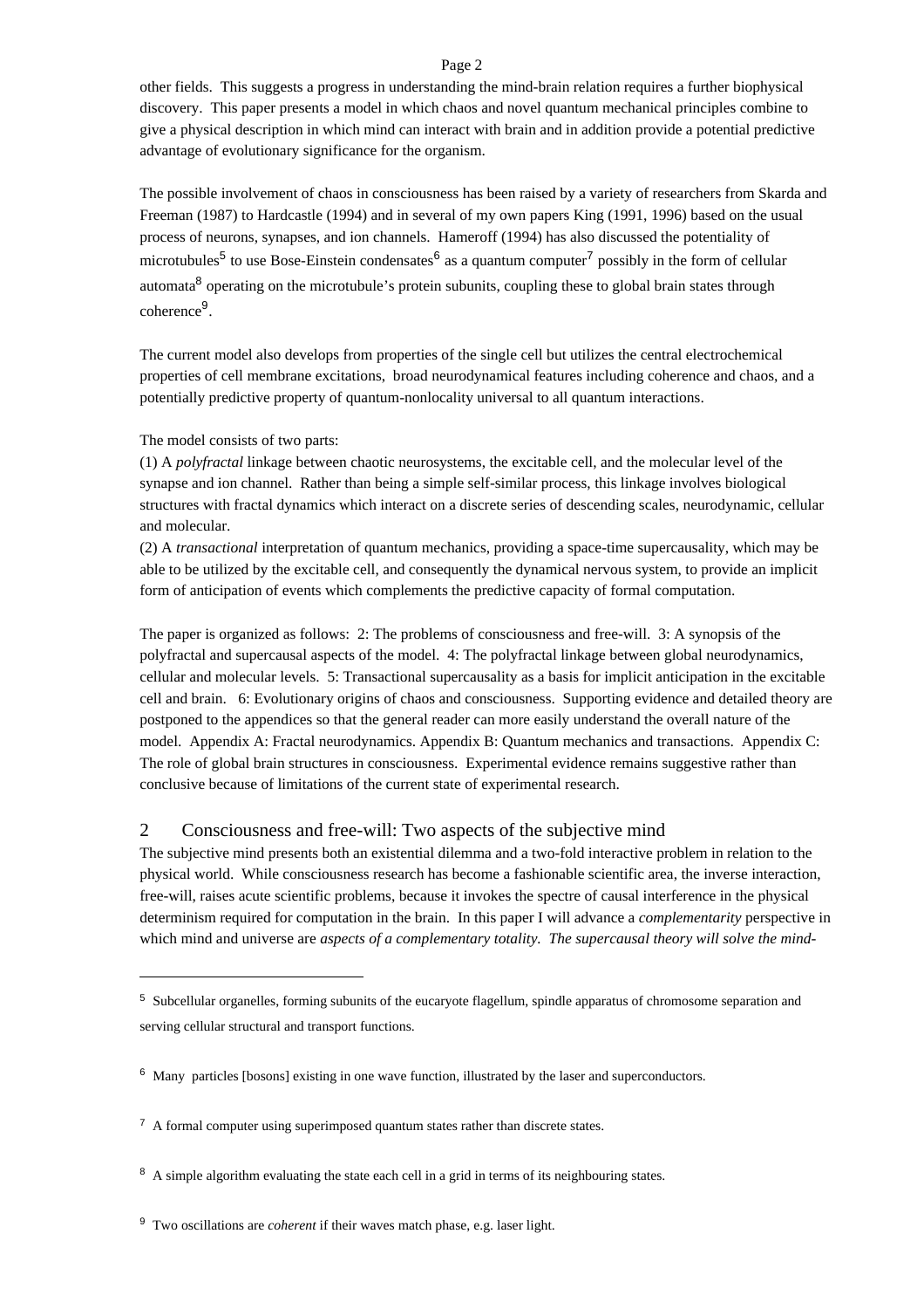other fields. This suggests a progress in understanding the mind-brain relation requires a further biophysical discovery. This paper presents a model in which chaos and novel quantum mechanical principles combine to give a physical description in which mind can interact with brain and in addition provide a potential predictive advantage of evolutionary significance for the organism.

The possible involvement of chaos in consciousness has been raised by a variety of researchers from Skarda and Freeman (1987) to Hardcastle (1994) and in several of my own papers King (1991, 1996) based on the usual process of neurons, synapses, and ion channels. Hameroff (1994) has also discussed the potentiality of microtubules[5] to use Bose-Einstein condensates[6] as a quantum computer[7] possibly in the form of cellular automata[8] operating on the microtubule's protein subunits, coupling these to global brain states through coherence[9].

The current model also develops from properties of the single cell but utilizes the central electrochemical properties of cell membrane excitations, broad neurodynamical features including coherence and chaos, and a potentially predictive property of quantum-nonlocality universal to all quantum interactions.

The model consists of two parts:
(1) A *polyfractal* linkage between chaotic neurosystems, the excitable cell, and the molecular level of the synapse and ion channel. Rather than being a simple self-similar process, this linkage involves biological structures with fractal dynamics which interact on a discrete series of descending scales, neurodynamic, cellular and molecular.
(2) A *transactional* interpretation of quantum mechanics, providing a space-time supercausality, which may be able to be utilized by the excitable cell, and consequently the dynamical nervous system, to provide an implicit form of anticipation of events which complements the predictive capacity of formal computation.

The paper is organized as follows: 2: The problems of consciousness and free-will. 3: A synopsis of the polyfractal and supercausal aspects of the model. 4: The polyfractal linkage between global neurodynamics, cellular and molecular levels. 5: Transactional supercausality as a basis for implicit anticipation in the excitable cell and brain. 6: Evolutionary origins of chaos and consciousness. Supporting evidence and detailed theory are postponed to the appendices so that the general reader can more easily understand the overall nature of the model. Appendix A: Fractal neurodynamics. Appendix B: Quantum mechanics and transactions. Appendix C: The role of global brain structures in consciousness. Experimental evidence remains suggestive rather than conclusive because of limitations of the current state of experimental research.

## 2 Consciousness and free-will: Two aspects of the subjective mind

The subjective mind presents both an existential dilemma and a two-fold interactive problem in relation to the physical world. While consciousness research has become a fashionable scientific area, the inverse interaction, free-will, raises acute scientific problems, because it invokes the spectre of causal interference in the physical determinism required for computation in the brain. In this paper I will advance a *complementarity* perspective in which mind and universe are *aspects of a complementary totality. The supercausal theory will solve the mind-*

---

[5] Subcellular organelles, forming subunits of the eucaryote flagellum, spindle apparatus of chromosome separation and serving cellular structural and transport functions.

[6] Many particles [bosons] existing in one wave function, illustrated by the laser and superconductors.

[7] A formal computer using superimposed quantum states rather than discrete states.

[8] A simple algorithm evaluating the state each cell in a grid in terms of its neighbouring states.

[9] Two oscillations are *coherent* if their waves match phase, e.g. laser light.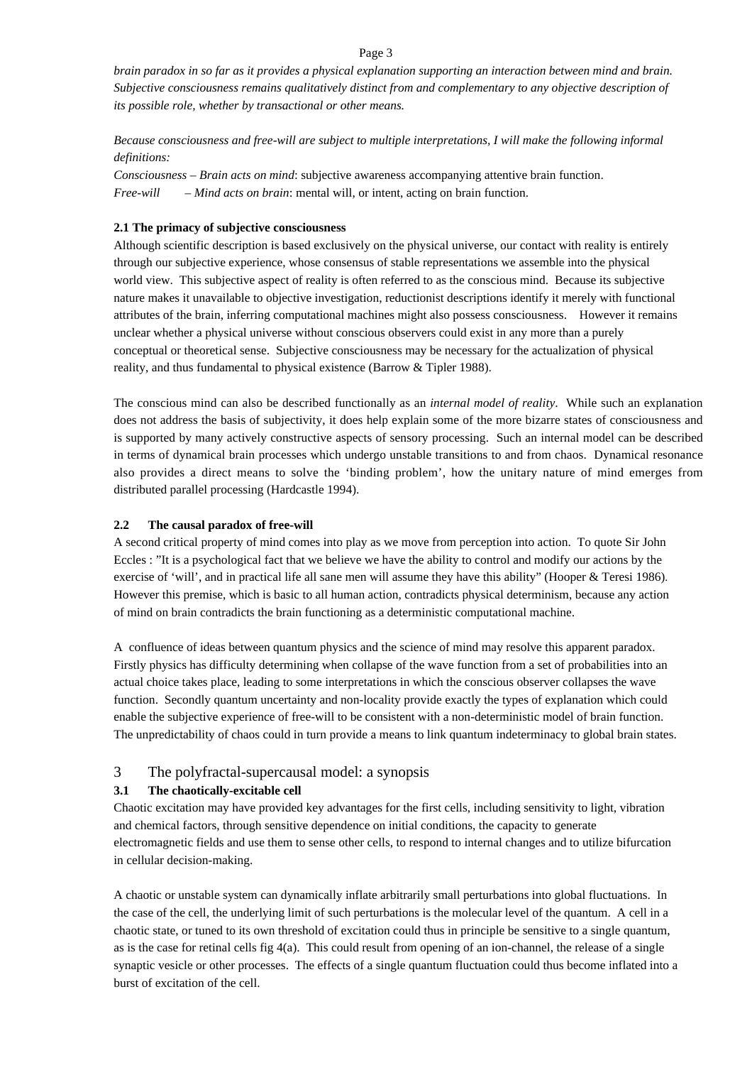*brain paradox in so far as it provides a physical explanation supporting an interaction between mind and brain. Subjective consciousness remains qualitatively distinct from and complementary to any objective description of its possible role, whether by transactional or other means.*

*Because consciousness and free-will are subject to multiple interpretations, I will make the following informal definitions:*

*Consciousness – Brain acts on mind*: subjective awareness accompanying attentive brain function.
*Free-will – Mind acts on brain*: mental will, or intent, acting on brain function.

### 2.1 The primacy of subjective consciousness

Although scientific description is based exclusively on the physical universe, our contact with reality is entirely through our subjective experience, whose consensus of stable representations we assemble into the physical world view. This subjective aspect of reality is often referred to as the conscious mind. Because its subjective nature makes it unavailable to objective investigation, reductionist descriptions identify it merely with functional attributes of the brain, inferring computational machines might also possess consciousness. However it remains unclear whether a physical universe without conscious observers could exist in any more than a purely conceptual or theoretical sense. Subjective consciousness may be necessary for the actualization of physical reality, and thus fundamental to physical existence (Barrow & Tipler 1988).

The conscious mind can also be described functionally as an *internal model of reality*. While such an explanation does not address the basis of subjectivity, it does help explain some of the more bizarre states of consciousness and is supported by many actively constructive aspects of sensory processing. Such an internal model can be described in terms of dynamical brain processes which undergo unstable transitions to and from chaos. Dynamical resonance also provides a direct means to solve the 'binding problem', how the unitary nature of mind emerges from distributed parallel processing (Hardcastle 1994).

### 2.2 The causal paradox of free-will

A second critical property of mind comes into play as we move from perception into action. To quote Sir John Eccles : "It is a psychological fact that we believe we have the ability to control and modify our actions by the exercise of 'will', and in practical life all sane men will assume they have this ability" (Hooper & Teresi 1986). However this premise, which is basic to all human action, contradicts physical determinism, because any action of mind on brain contradicts the brain functioning as a deterministic computational machine.

A confluence of ideas between quantum physics and the science of mind may resolve this apparent paradox. Firstly physics has difficulty determining when collapse of the wave function from a set of probabilities into an actual choice takes place, leading to some interpretations in which the conscious observer collapses the wave function. Secondly quantum uncertainty and non-locality provide exactly the types of explanation which could enable the subjective experience of free-will to be consistent with a non-deterministic model of brain function. The unpredictability of chaos could in turn provide a means to link quantum indeterminacy to global brain states.

## 3 The polyfractal-supercausal model: a synopsis

### 3.1 The chaotically-excitable cell

Chaotic excitation may have provided key advantages for the first cells, including sensitivity to light, vibration and chemical factors, through sensitive dependence on initial conditions, the capacity to generate electromagnetic fields and use them to sense other cells, to respond to internal changes and to utilize bifurcation in cellular decision-making.

A chaotic or unstable system can dynamically inflate arbitrarily small perturbations into global fluctuations. In the case of the cell, the underlying limit of such perturbations is the molecular level of the quantum. A cell in a chaotic state, or tuned to its own threshold of excitation could thus in principle be sensitive to a single quantum, as is the case for retinal cells fig 4(a). This could result from opening of an ion-channel, the release of a single synaptic vesicle or other processes. The effects of a single quantum fluctuation could thus become inflated into a burst of excitation of the cell.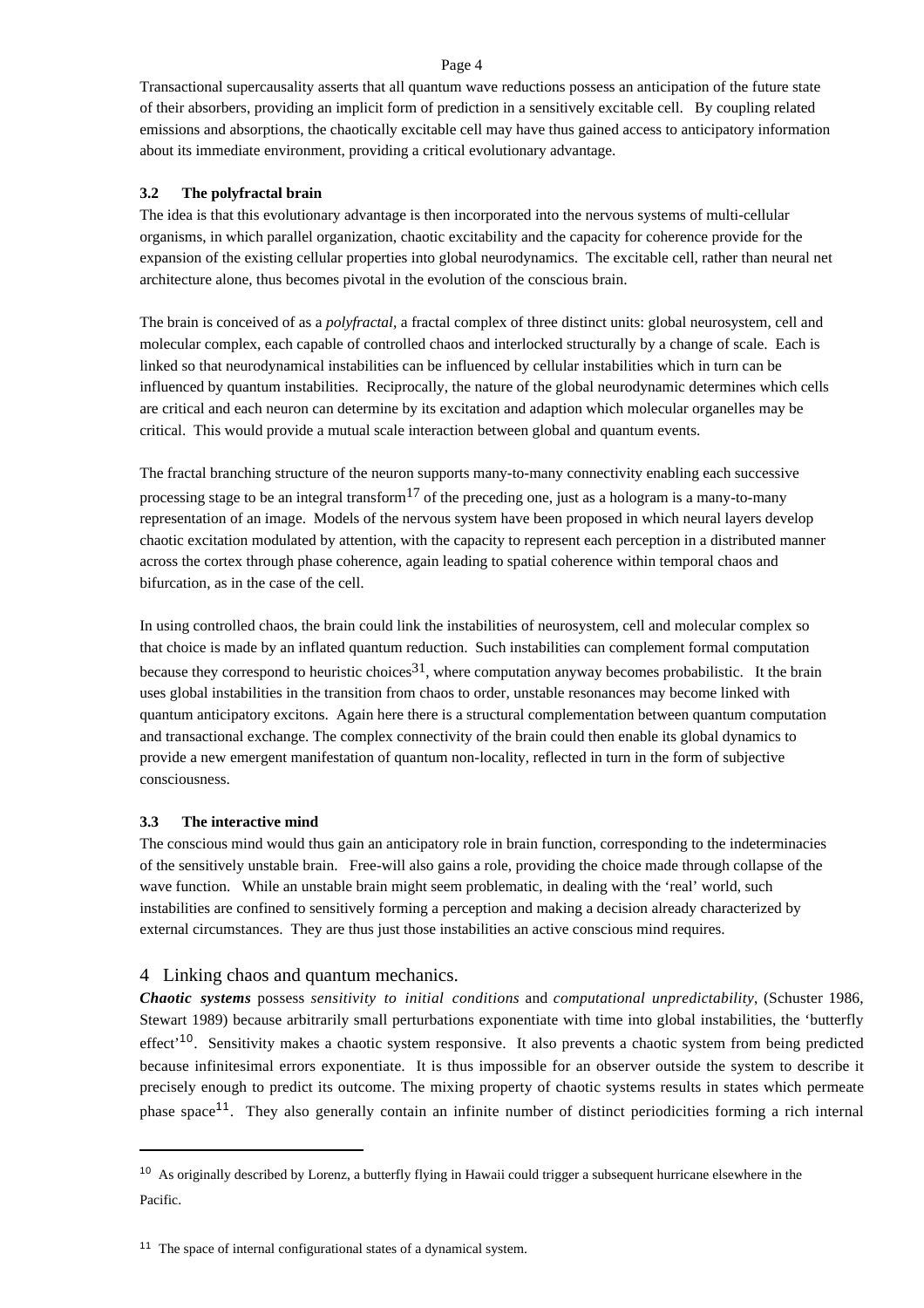Transactional supercausality asserts that all quantum wave reductions possess an anticipation of the future state of their absorbers, providing an implicit form of prediction in a sensitively excitable cell. By coupling related emissions and absorptions, the chaotically excitable cell may have thus gained access to anticipatory information about its immediate environment, providing a critical evolutionary advantage.

### 3.2 The polyfractal brain

The idea is that this evolutionary advantage is then incorporated into the nervous systems of multi-cellular organisms, in which parallel organization, chaotic excitability and the capacity for coherence provide for the expansion of the existing cellular properties into global neurodynamics. The excitable cell, rather than neural net architecture alone, thus becomes pivotal in the evolution of the conscious brain.

The brain is conceived of as a *polyfractal*, a fractal complex of three distinct units: global neurosystem, cell and molecular complex, each capable of controlled chaos and interlocked structurally by a change of scale. Each is linked so that neurodynamical instabilities can be influenced by cellular instabilities which in turn can be influenced by quantum instabilities. Reciprocally, the nature of the global neurodynamic determines which cells are critical and each neuron can determine by its excitation and adaption which molecular organelles may be critical. This would provide a mutual scale interaction between global and quantum events.

The fractal branching structure of the neuron supports many-to-many connectivity enabling each successive processing stage to be an integral transform[17] of the preceding one, just as a hologram is a many-to-many representation of an image. Models of the nervous system have been proposed in which neural layers develop chaotic excitation modulated by attention, with the capacity to represent each perception in a distributed manner across the cortex through phase coherence, again leading to spatial coherence within temporal chaos and bifurcation, as in the case of the cell.

In using controlled chaos, the brain could link the instabilities of neurosystem, cell and molecular complex so that choice is made by an inflated quantum reduction. Such instabilities can complement formal computation because they correspond to heuristic choices[31], where computation anyway becomes probabilistic. It the brain uses global instabilities in the transition from chaos to order, unstable resonances may become linked with quantum anticipatory excitons. Again here there is a structural complementation between quantum computation and transactional exchange. The complex connectivity of the brain could then enable its global dynamics to provide a new emergent manifestation of quantum non-locality, reflected in turn in the form of subjective consciousness.

### 3.3 The interactive mind

The conscious mind would thus gain an anticipatory role in brain function, corresponding to the indeterminacies of the sensitively unstable brain. Free-will also gains a role, providing the choice made through collapse of the wave function. While an unstable brain might seem problematic, in dealing with the 'real' world, such instabilities are confined to sensitively forming a perception and making a decision already characterized by external circumstances. They are thus just those instabilities an active conscious mind requires.

## 4 Linking chaos and quantum mechanics.

***Chaotic systems*** possess *sensitivity to initial conditions* and *computational unpredictability*, (Schuster 1986, Stewart 1989) because arbitrarily small perturbations exponentiate with time into global instabilities, the 'butterfly effect'[10]. Sensitivity makes a chaotic system responsive. It also prevents a chaotic system from being predicted because infinitesimal errors exponentiate. It is thus impossible for an observer outside the system to describe it precisely enough to predict its outcome. The mixing property of chaotic systems results in states which permeate phase space[11]. They also generally contain an infinite number of distinct periodicities forming a rich internal

[10] As originally described by Lorenz, a butterfly flying in Hawaii could trigger a subsequent hurricane elsewhere in the Pacific.

[11] The space of internal configurational states of a dynamical system.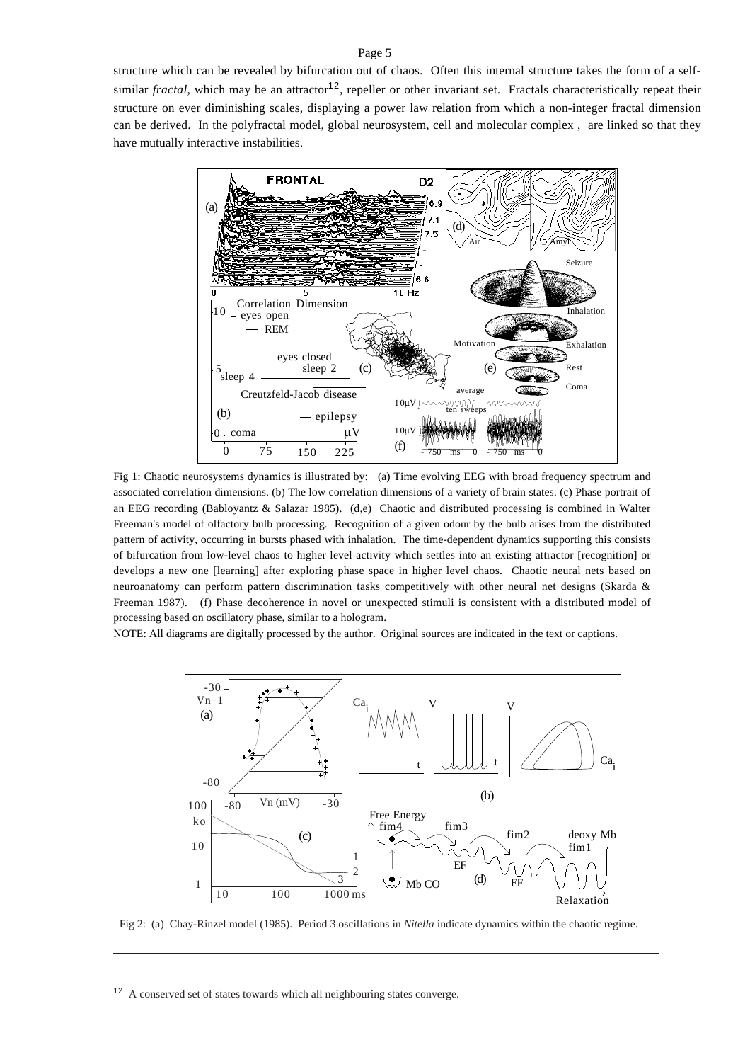structure which can be revealed by bifurcation out of chaos. Often this internal structure takes the form of a self-similar *fractal*, which may be an attractor[12], repeller or other invariant set. Fractals characteristically repeat their structure on ever diminishing scales, displaying a power law relation from which a non-integer fractal dimension can be derived. In the polyfractal model, global neurosystem, cell and molecular complex , are linked so that they have mutually interactive instabilities.

Fig 1: Chaotic neurosystems dynamics is illustrated by: (a) Time evolving EEG with broad frequency spectrum and associated correlation dimensions. (b) The low correlation dimensions of a variety of brain states. (c) Phase portrait of an EEG recording (Babloyantz & Salazar 1985). (d,e) Chaotic and distributed processing is combined in Walter Freeman's model of olfactory bulb processing. Recognition of a given odour by the bulb arises from the distributed pattern of activity, occurring in bursts phased with inhalation. The time-dependent dynamics supporting this consists of bifurcation from low-level chaos to higher level activity which settles into an existing attractor [recognition] or develops a new one [learning] after exploring phase space in higher level chaos. Chaotic neural nets based on neuroanatomy can perform pattern discrimination tasks competitively with other neural net designs (Skarda & Freeman 1987). (f) Phase decoherence in novel or unexpected stimuli is consistent with a distributed model of processing based on oscillatory phase, similar to a hologram.

NOTE: All diagrams are digitally processed by the author. Original sources are indicated in the text or captions.

Fig 2: (a) Chay-Rinzel model (1985). Period 3 oscillations in *Nitella* indicate dynamics within the chaotic regime.

[12] A conserved set of states towards which all neighbouring states converge.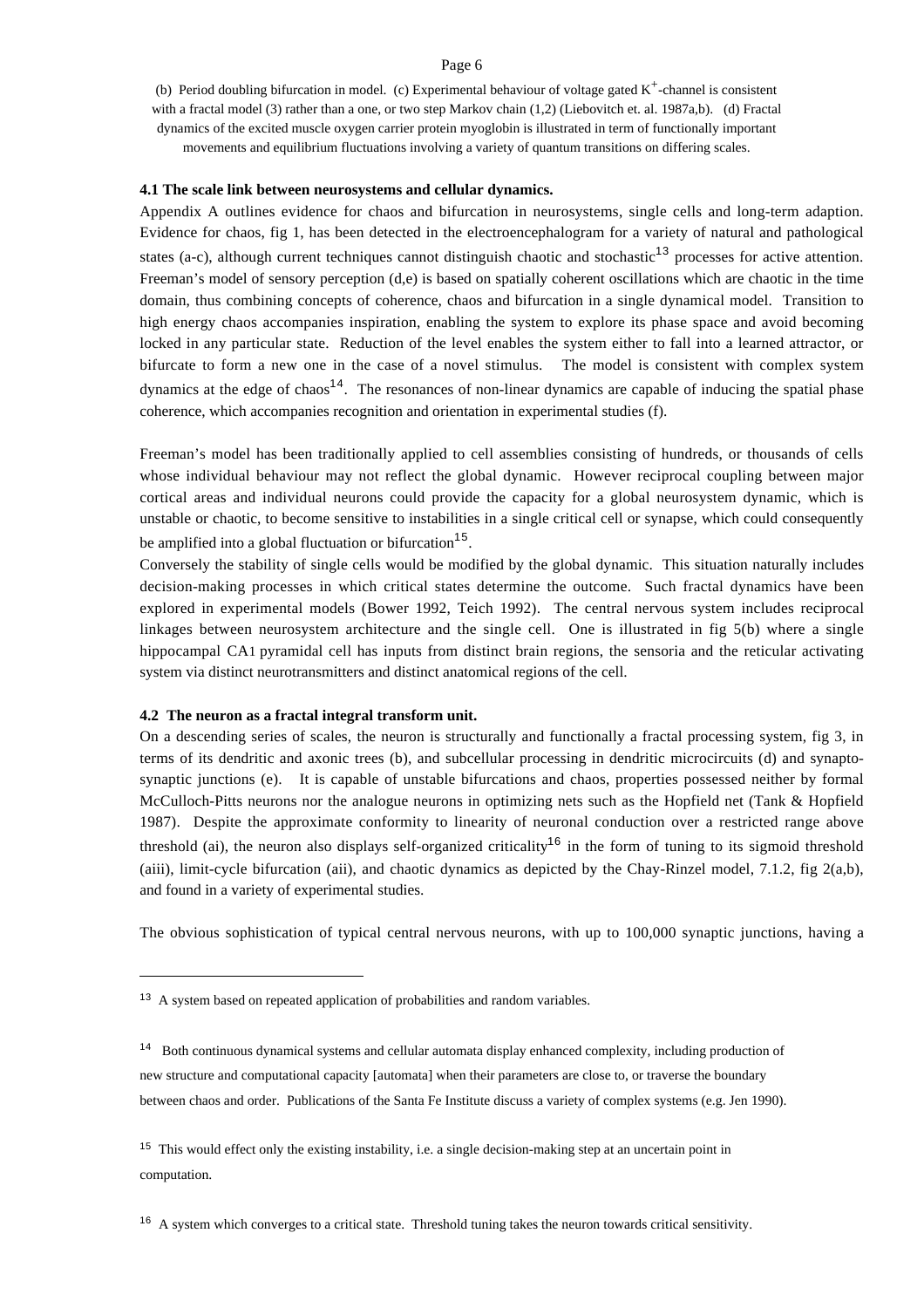(b) Period doubling bifurcation in model. (c) Experimental behaviour of voltage gated $K^+$-channel is consistent with a fractal model (3) rather than a one, or two step Markov chain (1,2) (Liebovitch et. al. 1987a,b). (d) Fractal dynamics of the excited muscle oxygen carrier protein myoglobin is illustrated in term of functionally important movements and equilibrium fluctuations involving a variety of quantum transitions on differing scales.

### 4.1 The scale link between neurosystems and cellular dynamics.

Appendix A outlines evidence for chaos and bifurcation in neurosystems, single cells and long-term adaption. Evidence for chaos, fig 1, has been detected in the electroencephalogram for a variety of natural and pathological states (a-c), although current techniques cannot distinguish chaotic and stochastic[13] processes for active attention. Freeman's model of sensory perception (d,e) is based on spatially coherent oscillations which are chaotic in the time domain, thus combining concepts of coherence, chaos and bifurcation in a single dynamical model. Transition to high energy chaos accompanies inspiration, enabling the system to explore its phase space and avoid becoming locked in any particular state. Reduction of the level enables the system either to fall into a learned attractor, or bifurcate to form a new one in the case of a novel stimulus. The model is consistent with complex system dynamics at the edge of chaos[14]. The resonances of non-linear dynamics are capable of inducing the spatial phase coherence, which accompanies recognition and orientation in experimental studies (f).

Freeman's model has been traditionally applied to cell assemblies consisting of hundreds, or thousands of cells whose individual behaviour may not reflect the global dynamic. However reciprocal coupling between major cortical areas and individual neurons could provide the capacity for a global neurosystem dynamic, which is unstable or chaotic, to become sensitive to instabilities in a single critical cell or synapse, which could consequently be amplified into a global fluctuation or bifurcation[15].

Conversely the stability of single cells would be modified by the global dynamic. This situation naturally includes decision-making processes in which critical states determine the outcome. Such fractal dynamics have been explored in experimental models (Bower 1992, Teich 1992). The central nervous system includes reciprocal linkages between neurosystem architecture and the single cell. One is illustrated in fig 5(b) where a single hippocampal CA1 pyramidal cell has inputs from distinct brain regions, the sensoria and the reticular activating system via distinct neurotransmitters and distinct anatomical regions of the cell.

### 4.2 The neuron as a fractal integral transform unit.

On a descending series of scales, the neuron is structurally and functionally a fractal processing system, fig 3, in terms of its dendritic and axonic trees (b), and subcellular processing in dendritic microcircuits (d) and synapto-synaptic junctions (e). It is capable of unstable bifurcations and chaos, properties possessed neither by formal McCulloch-Pitts neurons nor the analogue neurons in optimizing nets such as the Hopfield net (Tank & Hopfield 1987). Despite the approximate conformity to linearity of neuronal conduction over a restricted range above threshold (ai), the neuron also displays self-organized criticality[16] in the form of tuning to its sigmoid threshold (aiii), limit-cycle bifurcation (aii), and chaotic dynamics as depicted by the Chay-Rinzel model, 7.1.2, fig 2(a,b), and found in a variety of experimental studies.

The obvious sophistication of typical central nervous neurons, with up to 100,000 synaptic junctions, having a

---

[13] A system based on repeated application of probabilities and random variables.

[14] Both continuous dynamical systems and cellular automata display enhanced complexity, including production of new structure and computational capacity [automata] when their parameters are close to, or traverse the boundary between chaos and order. Publications of the Santa Fe Institute discuss a variety of complex systems (e.g. Jen 1990).

[15] This would effect only the existing instability, i.e. a single decision-making step at an uncertain point in computation.

[16] A system which converges to a critical state. Threshold tuning takes the neuron towards critical sensitivity.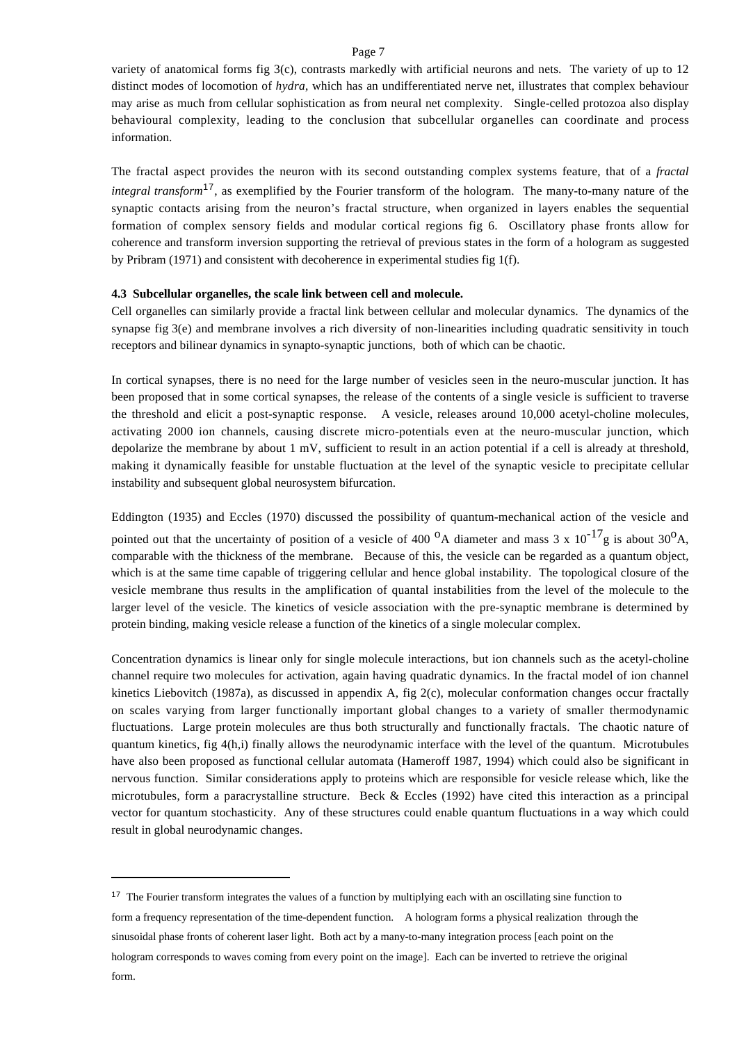variety of anatomical forms fig 3(c), contrasts markedly with artificial neurons and nets. The variety of up to 12 distinct modes of locomotion of *hydra*, which has an undifferentiated nerve net, illustrates that complex behaviour may arise as much from cellular sophistication as from neural net complexity. Single-celled protozoa also display behavioural complexity, leading to the conclusion that subcellular organelles can coordinate and process information.

The fractal aspect provides the neuron with its second outstanding complex systems feature, that of a *fractal integral transform*[17], as exemplified by the Fourier transform of the hologram. The many-to-many nature of the synaptic contacts arising from the neuron's fractal structure, when organized in layers enables the sequential formation of complex sensory fields and modular cortical regions fig 6. Oscillatory phase fronts allow for coherence and transform inversion supporting the retrieval of previous states in the form of a hologram as suggested by Pribram (1971) and consistent with decoherence in experimental studies fig 1(f).

**4.3 Subcellular organelles, the scale link between cell and molecule.**

Cell organelles can similarly provide a fractal link between cellular and molecular dynamics. The dynamics of the synapse fig 3(e) and membrane involves a rich diversity of non-linearities including quadratic sensitivity in touch receptors and bilinear dynamics in synapto-synaptic junctions, both of which can be chaotic.

In cortical synapses, there is no need for the large number of vesicles seen in the neuro-muscular junction. It has been proposed that in some cortical synapses, the release of the contents of a single vesicle is sufficient to traverse the threshold and elicit a post-synaptic response. A vesicle, releases around 10,000 acetyl-choline molecules, activating 2000 ion channels, causing discrete micro-potentials even at the neuro-muscular junction, which depolarize the membrane by about 1 mV, sufficient to result in an action potential if a cell is already at threshold, making it dynamically feasible for unstable fluctuation at the level of the synaptic vesicle to precipitate cellular instability and subsequent global neurosystem bifurcation.

Eddington (1935) and Eccles (1970) discussed the possibility of quantum-mechanical action of the vesicle and pointed out that the uncertainty of position of a vesicle of 400 $^{o}$A diameter and mass 3 x $10^{-17}$g is about 30$^{o}$A, comparable with the thickness of the membrane. Because of this, the vesicle can be regarded as a quantum object, which is at the same time capable of triggering cellular and hence global instability. The topological closure of the vesicle membrane thus results in the amplification of quantal instabilities from the level of the molecule to the larger level of the vesicle. The kinetics of vesicle association with the pre-synaptic membrane is determined by protein binding, making vesicle release a function of the kinetics of a single molecular complex.

Concentration dynamics is linear only for single molecule interactions, but ion channels such as the acetyl-choline channel require two molecules for activation, again having quadratic dynamics. In the fractal model of ion channel kinetics Liebovitch (1987a), as discussed in appendix A, fig 2(c), molecular conformation changes occur fractally on scales varying from larger functionally important global changes to a variety of smaller thermodynamic fluctuations. Large protein molecules are thus both structurally and functionally fractals. The chaotic nature of quantum kinetics, fig 4(h,i) finally allows the neurodynamic interface with the level of the quantum. Microtubules have also been proposed as functional cellular automata (Hameroff 1987, 1994) which could also be significant in nervous function. Similar considerations apply to proteins which are responsible for vesicle release which, like the microtubules, form a paracrystalline structure. Beck & Eccles (1992) have cited this interaction as a principal vector for quantum stochasticity. Any of these structures could enable quantum fluctuations in a way which could result in global neurodynamic changes.

---

[17] The Fourier transform integrates the values of a function by multiplying each with an oscillating sine function to form a frequency representation of the time-dependent function. A hologram forms a physical realization through the sinusoidal phase fronts of coherent laser light. Both act by a many-to-many integration process [each point on the hologram corresponds to waves coming from every point on the image]. Each can be inverted to retrieve the original form.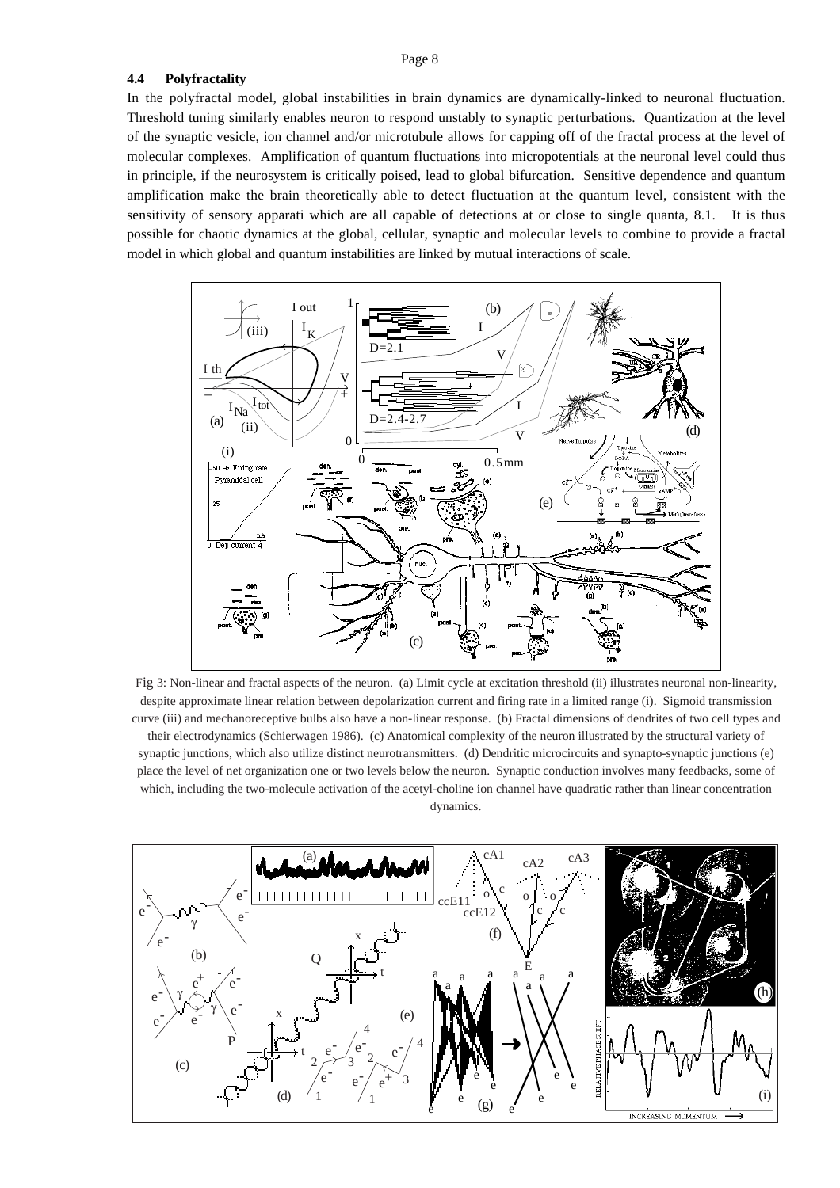### 4.4 Polyfractality

In the polyfractal model, global instabilities in brain dynamics are dynamically-linked to neuronal fluctuation. Threshold tuning similarly enables neuron to respond unstably to synaptic perturbations. Quantization at the level of the synaptic vesicle, ion channel and/or microtubule allows for capping off of the fractal process at the level of molecular complexes. Amplification of quantum fluctuations into micropotentials at the neuronal level could thus in principle, if the neurosystem is critically poised, lead to global bifurcation. Sensitive dependence and quantum amplification make the brain theoretically able to detect fluctuation at the quantum level, consistent with the sensitivity of sensory apparati which are all capable of detections at or close to single quanta, 8.1. It is thus possible for chaotic dynamics at the global, cellular, synaptic and molecular levels to combine to provide a fractal model in which global and quantum instabilities are linked by mutual interactions of scale.

Fig 3: Non-linear and fractal aspects of the neuron. (a) Limit cycle at excitation threshold (ii) illustrates neuronal non-linearity, despite approximate linear relation between depolarization current and firing rate in a limited range (i). Sigmoid transmission curve (iii) and mechanoreceptive bulbs also have a non-linear response. (b) Fractal dimensions of dendrites of two cell types and their electrodynamics (Schierwagen 1986). (c) Anatomical complexity of the neuron illustrated by the structural variety of synaptic junctions, which also utilize distinct neurotransmitters. (d) Dendritic microcircuits and synapto-synaptic junctions (e) place the level of net organization one or two levels below the neuron. Synaptic conduction involves many feedbacks, some of which, including the two-molecule activation of the acetyl-choline ion channel have quadratic rather than linear concentration dynamics.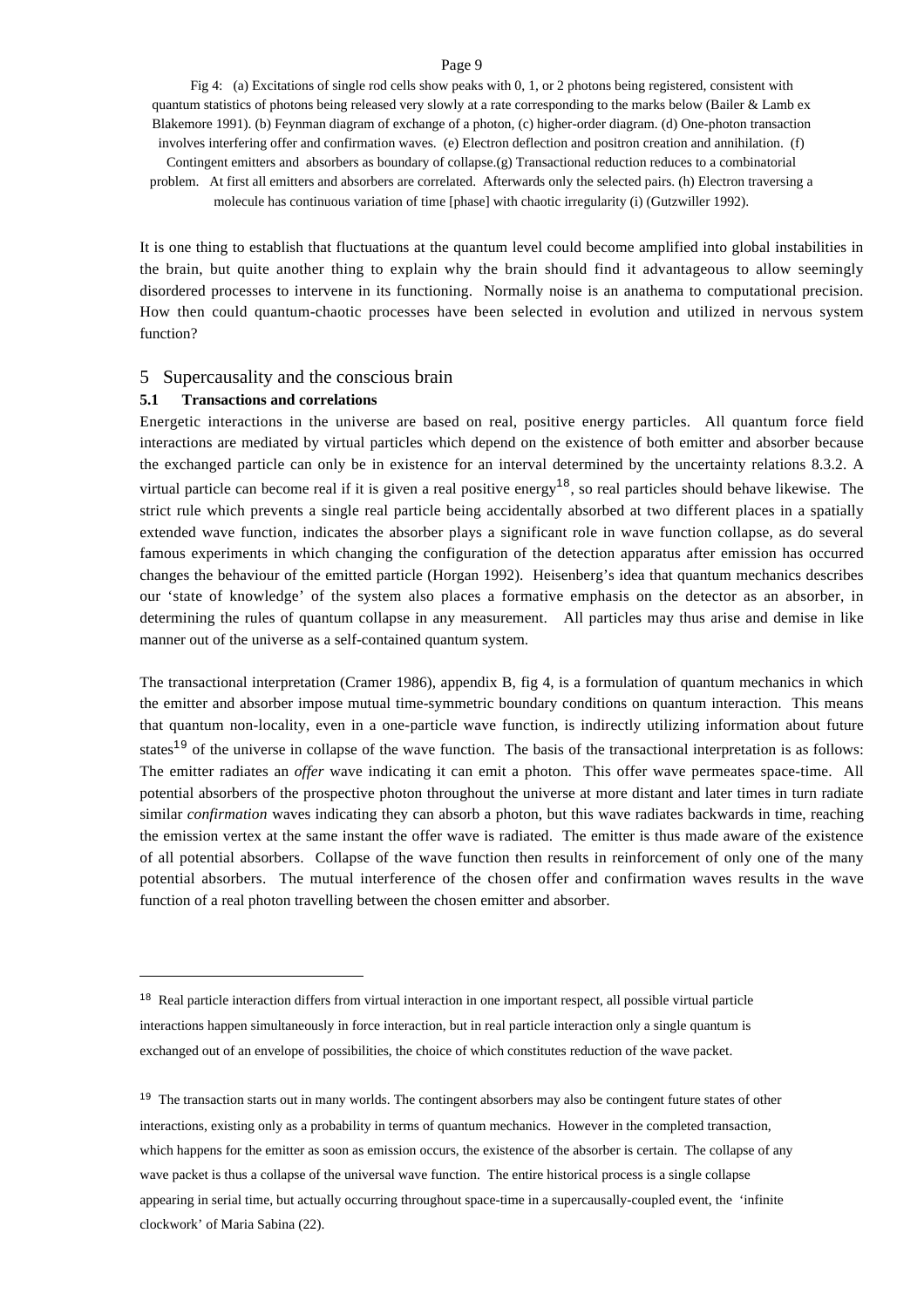Fig 4: (a) Excitations of single rod cells show peaks with 0, 1, or 2 photons being registered, consistent with quantum statistics of photons being released very slowly at a rate corresponding to the marks below (Bailer & Lamb ex Blakemore 1991). (b) Feynman diagram of exchange of a photon, (c) higher-order diagram. (d) One-photon transaction involves interfering offer and confirmation waves. (e) Electron deflection and positron creation and annihilation. (f) Contingent emitters and absorbers as boundary of collapse.(g) Transactional reduction reduces to a combinatorial problem. At first all emitters and absorbers are correlated. Afterwards only the selected pairs. (h) Electron traversing a molecule has continuous variation of time [phase] with chaotic irregularity (i) (Gutzwiller 1992).

It is one thing to establish that fluctuations at the quantum level could become amplified into global instabilities in the brain, but quite another thing to explain why the brain should find it advantageous to allow seemingly disordered processes to intervene in its functioning. Normally noise is an anathema to computational precision. How then could quantum-chaotic processes have been selected in evolution and utilized in nervous system function?

## 5 Supercausality and the conscious brain

### 5.1 Transactions and correlations

Energetic interactions in the universe are based on real, positive energy particles. All quantum force field interactions are mediated by virtual particles which depend on the existence of both emitter and absorber because the exchanged particle can only be in existence for an interval determined by the uncertainty relations 8.3.2. A virtual particle can become real if it is given a real positive energy[18], so real particles should behave likewise. The strict rule which prevents a single real particle being accidentally absorbed at two different places in a spatially extended wave function, indicates the absorber plays a significant role in wave function collapse, as do several famous experiments in which changing the configuration of the detection apparatus after emission has occurred changes the behaviour of the emitted particle (Horgan 1992). Heisenberg's idea that quantum mechanics describes our 'state of knowledge' of the system also places a formative emphasis on the detector as an absorber, in determining the rules of quantum collapse in any measurement. All particles may thus arise and demise in like manner out of the universe as a self-contained quantum system.

The transactional interpretation (Cramer 1986), appendix B, fig 4, is a formulation of quantum mechanics in which the emitter and absorber impose mutual time-symmetric boundary conditions on quantum interaction. This means that quantum non-locality, even in a one-particle wave function, is indirectly utilizing information about future states[19] of the universe in collapse of the wave function. The basis of the transactional interpretation is as follows: The emitter radiates an *offer* wave indicating it can emit a photon. This offer wave permeates space-time. All potential absorbers of the prospective photon throughout the universe at more distant and later times in turn radiate similar *confirmation* waves indicating they can absorb a photon, but this wave radiates backwards in time, reaching the emission vertex at the same instant the offer wave is radiated. The emitter is thus made aware of the existence of all potential absorbers. Collapse of the wave function then results in reinforcement of only one of the many potential absorbers. The mutual interference of the chosen offer and confirmation waves results in the wave function of a real photon travelling between the chosen emitter and absorber.

---

[18] Real particle interaction differs from virtual interaction in one important respect, all possible virtual particle interactions happen simultaneously in force interaction, but in real particle interaction only a single quantum is exchanged out of an envelope of possibilities, the choice of which constitutes reduction of the wave packet.

[19] The transaction starts out in many worlds. The contingent absorbers may also be contingent future states of other interactions, existing only as a probability in terms of quantum mechanics. However in the completed transaction, which happens for the emitter as soon as emission occurs, the existence of the absorber is certain. The collapse of any wave packet is thus a collapse of the universal wave function. The entire historical process is a single collapse appearing in serial time, but actually occurring throughout space-time in a supercausally-coupled event, the 'infinite clockwork' of Maria Sabina (22).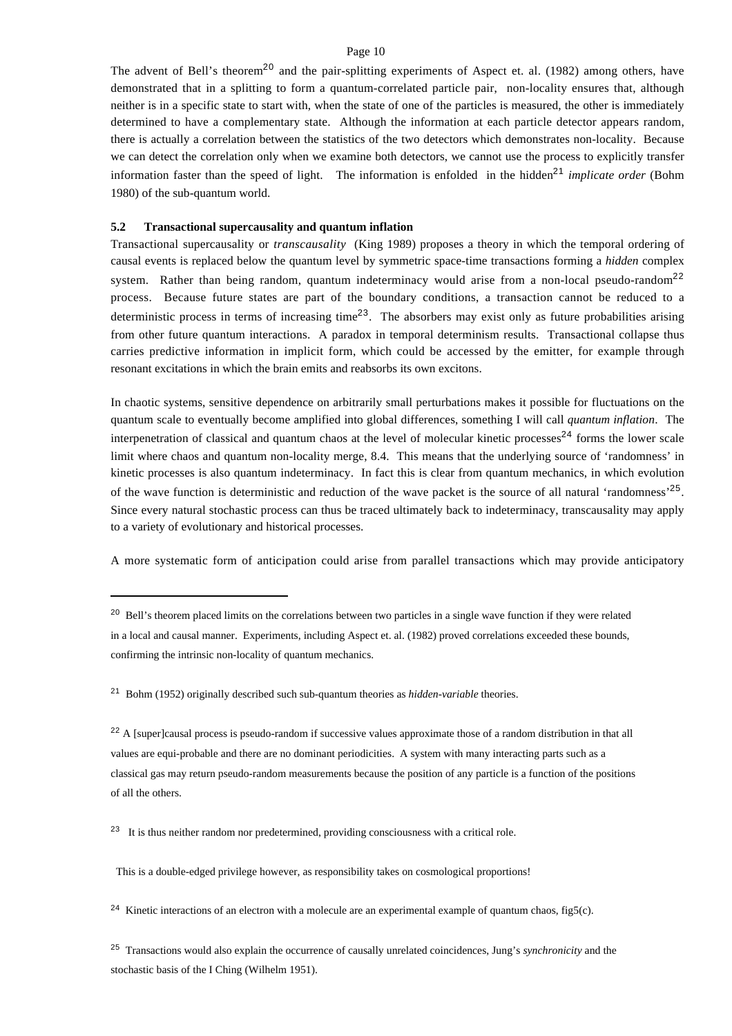The advent of Bell's theorem[20] and the pair-splitting experiments of Aspect et. al. (1982) among others, have demonstrated that in a splitting to form a quantum-correlated particle pair, non-locality ensures that, although neither is in a specific state to start with, when the state of one of the particles is measured, the other is immediately determined to have a complementary state. Although the information at each particle detector appears random, there is actually a correlation between the statistics of the two detectors which demonstrates non-locality. Because we can detect the correlation only when we examine both detectors, we cannot use the process to explicitly transfer information faster than the speed of light. The information is enfolded in the hidden[21] *implicate order* (Bohm 1980) of the sub-quantum world.

### 5.2 Transactional supercausality and quantum inflation

Transactional supercausality or *transcausality* (King 1989) proposes a theory in which the temporal ordering of causal events is replaced below the quantum level by symmetric space-time transactions forming a *hidden* complex system. Rather than being random, quantum indeterminacy would arise from a non-local pseudo-random[22] process. Because future states are part of the boundary conditions, a transaction cannot be reduced to a deterministic process in terms of increasing time[23]. The absorbers may exist only as future probabilities arising from other future quantum interactions. A paradox in temporal determinism results. Transactional collapse thus carries predictive information in implicit form, which could be accessed by the emitter, for example through resonant excitations in which the brain emits and reabsorbs its own excitons.

In chaotic systems, sensitive dependence on arbitrarily small perturbations makes it possible for fluctuations on the quantum scale to eventually become amplified into global differences, something I will call *quantum inflation*. The interpenetration of classical and quantum chaos at the level of molecular kinetic processes[24] forms the lower scale limit where chaos and quantum non-locality merge, 8.4. This means that the underlying source of 'randomness' in kinetic processes is also quantum indeterminacy. In fact this is clear from quantum mechanics, in which evolution of the wave function is deterministic and reduction of the wave packet is the source of all natural 'randomness'[25]. Since every natural stochastic process can thus be traced ultimately back to indeterminacy, transcausality may apply to a variety of evolutionary and historical processes.

A more systematic form of anticipation could arise from parallel transactions which may provide anticipatory

---

[20] Bell's theorem placed limits on the correlations between two particles in a single wave function if they were related in a local and causal manner. Experiments, including Aspect et. al. (1982) proved correlations exceeded these bounds, confirming the intrinsic non-locality of quantum mechanics.

[21] Bohm (1952) originally described such sub-quantum theories as *hidden-variable* theories.

[22] A [super]causal process is pseudo-random if successive values approximate those of a random distribution in that all values are equi-probable and there are no dominant periodicities. A system with many interacting parts such as a classical gas may return pseudo-random measurements because the position of any particle is a function of the positions of all the others.

[23] It is thus neither random nor predetermined, providing consciousness with a critical role.

This is a double-edged privilege however, as responsibility takes on cosmological proportions!

[24] Kinetic interactions of an electron with a molecule are an experimental example of quantum chaos, fig5(c).

[25] Transactions would also explain the occurrence of causally unrelated coincidences, Jung's *synchronicity* and the stochastic basis of the I Ching (Wilhelm 1951).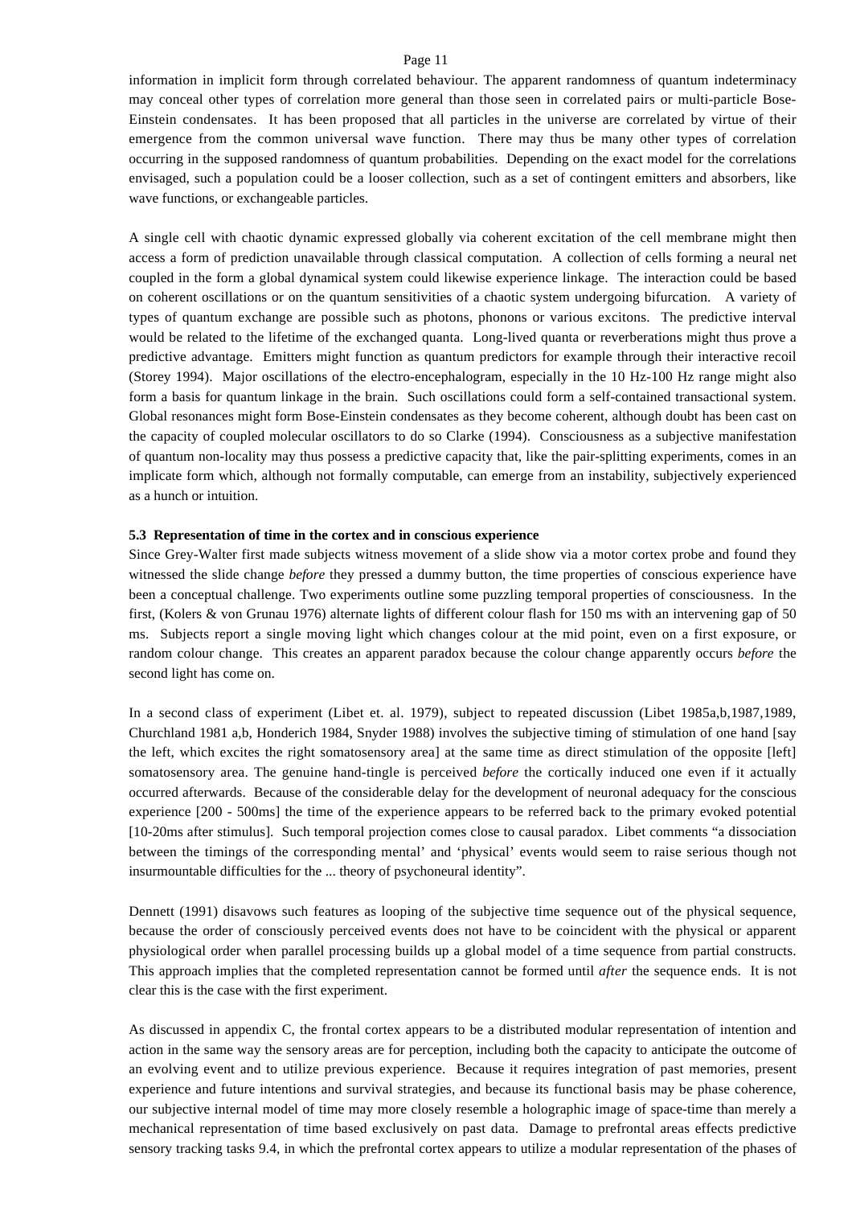information in implicit form through correlated behaviour. The apparent randomness of quantum indeterminacy may conceal other types of correlation more general than those seen in correlated pairs or multi-particle Bose-Einstein condensates. It has been proposed that all particles in the universe are correlated by virtue of their emergence from the common universal wave function. There may thus be many other types of correlation occurring in the supposed randomness of quantum probabilities. Depending on the exact model for the correlations envisaged, such a population could be a looser collection, such as a set of contingent emitters and absorbers, like wave functions, or exchangeable particles.

A single cell with chaotic dynamic expressed globally via coherent excitation of the cell membrane might then access a form of prediction unavailable through classical computation. A collection of cells forming a neural net coupled in the form a global dynamical system could likewise experience linkage. The interaction could be based on coherent oscillations or on the quantum sensitivities of a chaotic system undergoing bifurcation. A variety of types of quantum exchange are possible such as photons, phonons or various excitons. The predictive interval would be related to the lifetime of the exchanged quanta. Long-lived quanta or reverberations might thus prove a predictive advantage. Emitters might function as quantum predictors for example through their interactive recoil (Storey 1994). Major oscillations of the electro-encephalogram, especially in the 10 Hz-100 Hz range might also form a basis for quantum linkage in the brain. Such oscillations could form a self-contained transactional system. Global resonances might form Bose-Einstein condensates as they become coherent, although doubt has been cast on the capacity of coupled molecular oscillators to do so Clarke (1994). Consciousness as a subjective manifestation of quantum non-locality may thus possess a predictive capacity that, like the pair-splitting experiments, comes in an implicate form which, although not formally computable, can emerge from an instability, subjectively experienced as a hunch or intuition.

### 5.3 Representation of time in the cortex and in conscious experience

Since Grey-Walter first made subjects witness movement of a slide show via a motor cortex probe and found they witnessed the slide change *before* they pressed a dummy button, the time properties of conscious experience have been a conceptual challenge. Two experiments outline some puzzling temporal properties of consciousness. In the first, (Kolers & von Grunau 1976) alternate lights of different colour flash for 150 ms with an intervening gap of 50 ms. Subjects report a single moving light which changes colour at the mid point, even on a first exposure, or random colour change. This creates an apparent paradox because the colour change apparently occurs *before* the second light has come on.

In a second class of experiment (Libet et. al. 1979), subject to repeated discussion (Libet 1985a,b,1987,1989, Churchland 1981 a,b, Honderich 1984, Snyder 1988) involves the subjective timing of stimulation of one hand [say the left, which excites the right somatosensory area] at the same time as direct stimulation of the opposite [left] somatosensory area. The genuine hand-tingle is perceived *before* the cortically induced one even if it actually occurred afterwards. Because of the considerable delay for the development of neuronal adequacy for the conscious experience [200 - 500ms] the time of the experience appears to be referred back to the primary evoked potential [10-20ms after stimulus]. Such temporal projection comes close to causal paradox. Libet comments "a dissociation between the timings of the corresponding mental' and 'physical' events would seem to raise serious though not insurmountable difficulties for the ... theory of psychoneural identity".

Dennett (1991) disavows such features as looping of the subjective time sequence out of the physical sequence, because the order of consciously perceived events does not have to be coincident with the physical or apparent physiological order when parallel processing builds up a global model of a time sequence from partial constructs. This approach implies that the completed representation cannot be formed until *after* the sequence ends. It is not clear this is the case with the first experiment.

As discussed in appendix C, the frontal cortex appears to be a distributed modular representation of intention and action in the same way the sensory areas are for perception, including both the capacity to anticipate the outcome of an evolving event and to utilize previous experience. Because it requires integration of past memories, present experience and future intentions and survival strategies, and because its functional basis may be phase coherence, our subjective internal model of time may more closely resemble a holographic image of space-time than merely a mechanical representation of time based exclusively on past data. Damage to prefrontal areas effects predictive sensory tracking tasks 9.4, in which the prefrontal cortex appears to utilize a modular representation of the phases of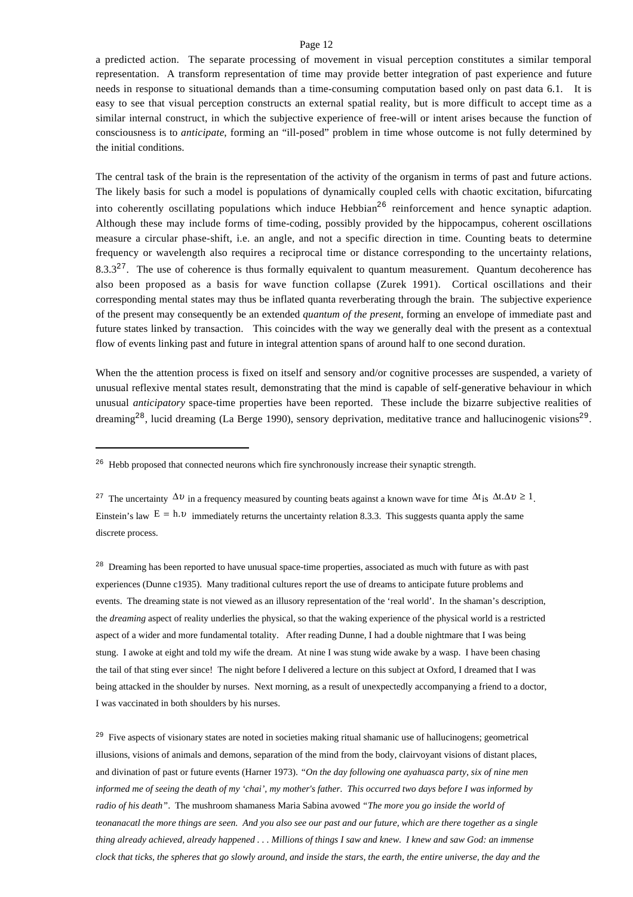a predicted action. The separate processing of movement in visual perception constitutes a similar temporal representation. A transform representation of time may provide better integration of past experience and future needs in response to situational demands than a time-consuming computation based only on past data 6.1. It is easy to see that visual perception constructs an external spatial reality, but is more difficult to accept time as a similar internal construct, in which the subjective experience of free-will or intent arises because the function of consciousness is to *anticipate*, forming an "ill-posed" problem in time whose outcome is not fully determined by the initial conditions.

The central task of the brain is the representation of the activity of the organism in terms of past and future actions. The likely basis for such a model is populations of dynamically coupled cells with chaotic excitation, bifurcating into coherently oscillating populations which induce Hebbian[26] reinforcement and hence synaptic adaption. Although these may include forms of time-coding, possibly provided by the hippocampus, coherent oscillations measure a circular phase-shift, i.e. an angle, and not a specific direction in time. Counting beats to determine frequency or wavelength also requires a reciprocal time or distance corresponding to the uncertainty relations, 8.3.3[27]. The use of coherence is thus formally equivalent to quantum measurement. Quantum decoherence has also been proposed as a basis for wave function collapse (Zurek 1991). Cortical oscillations and their corresponding mental states may thus be inflated quanta reverberating through the brain. The subjective experience of the present may consequently be an extended *quantum of the present*, forming an envelope of immediate past and future states linked by transaction. This coincides with the way we generally deal with the present as a contextual flow of events linking past and future in integral attention spans of around half to one second duration.

When the the attention process is fixed on itself and sensory and/or cognitive processes are suspended, a variety of unusual reflexive mental states result, demonstrating that the mind is capable of self-generative behaviour in which unusual *anticipatory* space-time properties have been reported. These include the bizarre subjective realities of dreaming[28], lucid dreaming (La Berge 1990), sensory deprivation, meditative trance and hallucinogenic visions[29].

---

[26] Hebb proposed that connected neurons which fire synchronously increase their synaptic strength.

[27] The uncertainty $\Delta \upsilon$ in a frequency measured by counting beats against a known wave for time $\Delta t$ is $\Delta t . \Delta \upsilon \geq 1$. Einstein's law $E = h . \upsilon$ immediately returns the uncertainty relation 8.3.3. This suggests quanta apply the same discrete process.

[28] Dreaming has been reported to have unusual space-time properties, associated as much with future as with past experiences (Dunne c1935). Many traditional cultures report the use of dreams to anticipate future problems and events. The dreaming state is not viewed as an illusory representation of the 'real world'. In the shaman's description, the *dreaming* aspect of reality underlies the physical, so that the waking experience of the physical world is a restricted aspect of a wider and more fundamental totality. After reading Dunne, I had a double nightmare that I was being stung. I awoke at eight and told my wife the dream. At nine I was stung wide awake by a wasp. I have been chasing the tail of that sting ever since! The night before I delivered a lecture on this subject at Oxford, I dreamed that I was being attacked in the shoulder by nurses. Next morning, as a result of unexpectedly accompanying a friend to a doctor, I was vaccinated in both shoulders by his nurses.

[29] Five aspects of visionary states are noted in societies making ritual shamanic use of hallucinogens; geometrical illusions, visions of animals and demons, separation of the mind from the body, clairvoyant visions of distant places, and divination of past or future events (Harner 1973). *"On the day following one ayahuasca party, six of nine men informed me of seeing the death of my 'chai', my mother's father. This occurred two days before I was informed by radio of his death"*. The mushroom shamaness Maria Sabina avowed *"The more you go inside the world of teonanacatl the more things are seen. And you also see our past and our future, which are there together as a single thing already achieved, already happened . . . Millions of things I saw and knew. I knew and saw God: an immense clock that ticks, the spheres that go slowly around, and inside the stars, the earth, the entire universe, the day and the*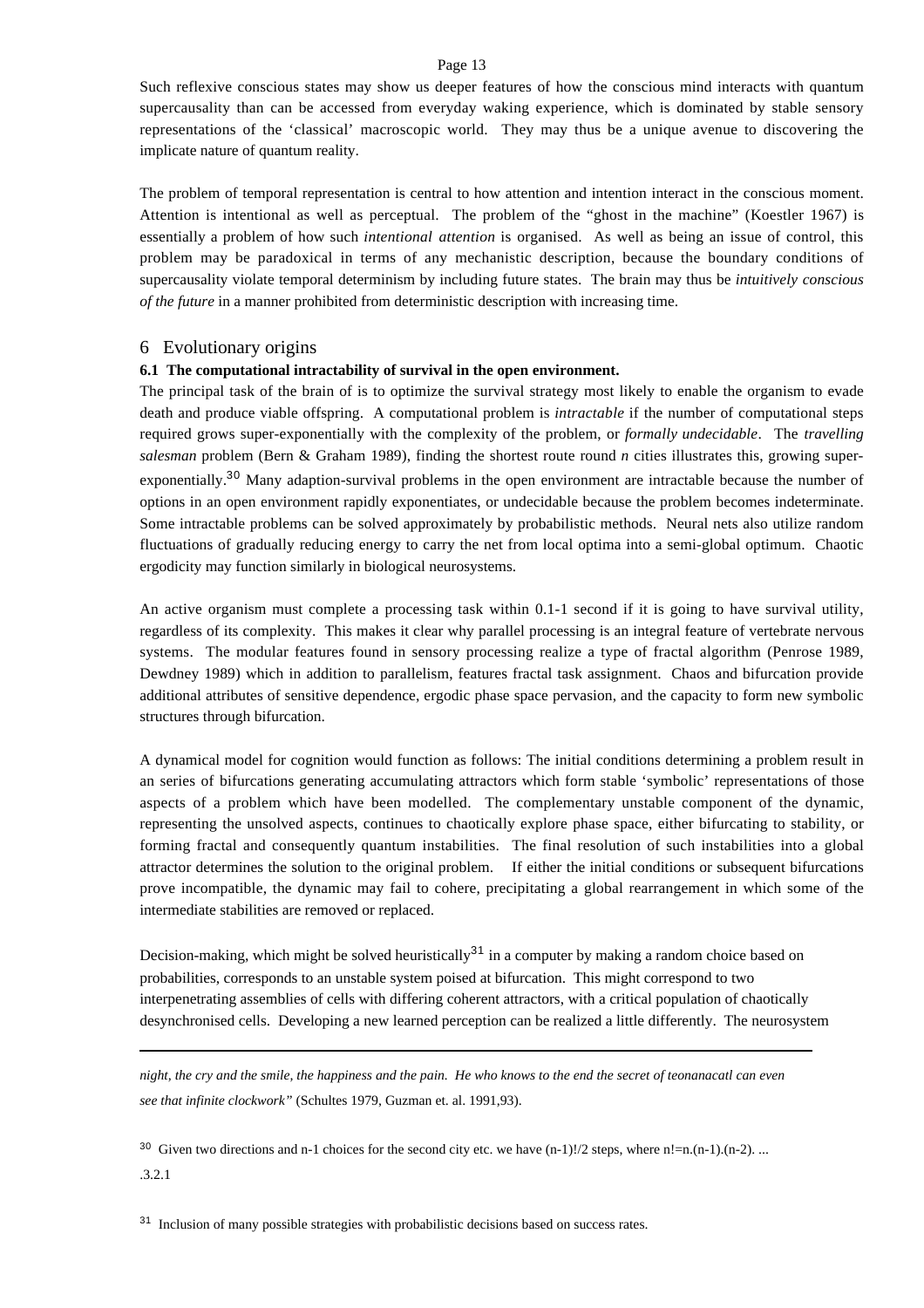Such reflexive conscious states may show us deeper features of how the conscious mind interacts with quantum supercausality than can be accessed from everyday waking experience, which is dominated by stable sensory representations of the 'classical' macroscopic world. They may thus be a unique avenue to discovering the implicate nature of quantum reality.

The problem of temporal representation is central to how attention and intention interact in the conscious moment. Attention is intentional as well as perceptual. The problem of the "ghost in the machine" (Koestler 1967) is essentially a problem of how such *intentional attention* is organised. As well as being an issue of control, this problem may be paradoxical in terms of any mechanistic description, because the boundary conditions of supercausality violate temporal determinism by including future states. The brain may thus be *intuitively conscious of the future* in a manner prohibited from deterministic description with increasing time.

## 6 Evolutionary origins

### 6.1 The computational intractability of survival in the open environment.

The principal task of the brain of is to optimize the survival strategy most likely to enable the organism to evade death and produce viable offspring. A computational problem is *intractable* if the number of computational steps required grows super-exponentially with the complexity of the problem, or *formally undecidable*. The *travelling salesman* problem (Bern & Graham 1989), finding the shortest route round $n$ cities illustrates this, growing super-exponentially.[30] Many adaption-survival problems in the open environment are intractable because the number of options in an open environment rapidly exponentiates, or undecidable because the problem becomes indeterminate. Some intractable problems can be solved approximately by probabilistic methods. Neural nets also utilize random fluctuations of gradually reducing energy to carry the net from local optima into a semi-global optimum. Chaotic ergodicity may function similarly in biological neurosystems.

An active organism must complete a processing task within 0.1-1 second if it is going to have survival utility, regardless of its complexity. This makes it clear why parallel processing is an integral feature of vertebrate nervous systems. The modular features found in sensory processing realize a type of fractal algorithm (Penrose 1989, Dewdney 1989) which in addition to parallelism, features fractal task assignment. Chaos and bifurcation provide additional attributes of sensitive dependence, ergodic phase space pervasion, and the capacity to form new symbolic structures through bifurcation.

A dynamical model for cognition would function as follows: The initial conditions determining a problem result in an series of bifurcations generating accumulating attractors which form stable 'symbolic' representations of those aspects of a problem which have been modelled. The complementary unstable component of the dynamic, representing the unsolved aspects, continues to chaotically explore phase space, either bifurcating to stability, or forming fractal and consequently quantum instabilities. The final resolution of such instabilities into a global attractor determines the solution to the original problem. If either the initial conditions or subsequent bifurcations prove incompatible, the dynamic may fail to cohere, precipitating a global rearrangement in which some of the intermediate stabilities are removed or replaced.

Decision-making, which might be solved heuristically[31] in a computer by making a random choice based on probabilities, corresponds to an unstable system poised at bifurcation. This might correspond to two interpenetrating assemblies of cells with differing coherent attractors, with a critical population of chaotically desynchronised cells. Developing a new learned perception can be realized a little differently. The neurosystem

---

*night, the cry and the smile, the happiness and the pain. He who knows to the end the secret of teonanacatl can even see that infinite clockwork"* (Schultes 1979, Guzman et. al. 1991,93).

[30] Given two directions and n-1 choices for the second city etc. we have $(n-1)!/2$ steps, where $n!=n.(n-1).(n-2).$ ... .3.2.1

[31] Inclusion of many possible strategies with probabilistic decisions based on success rates.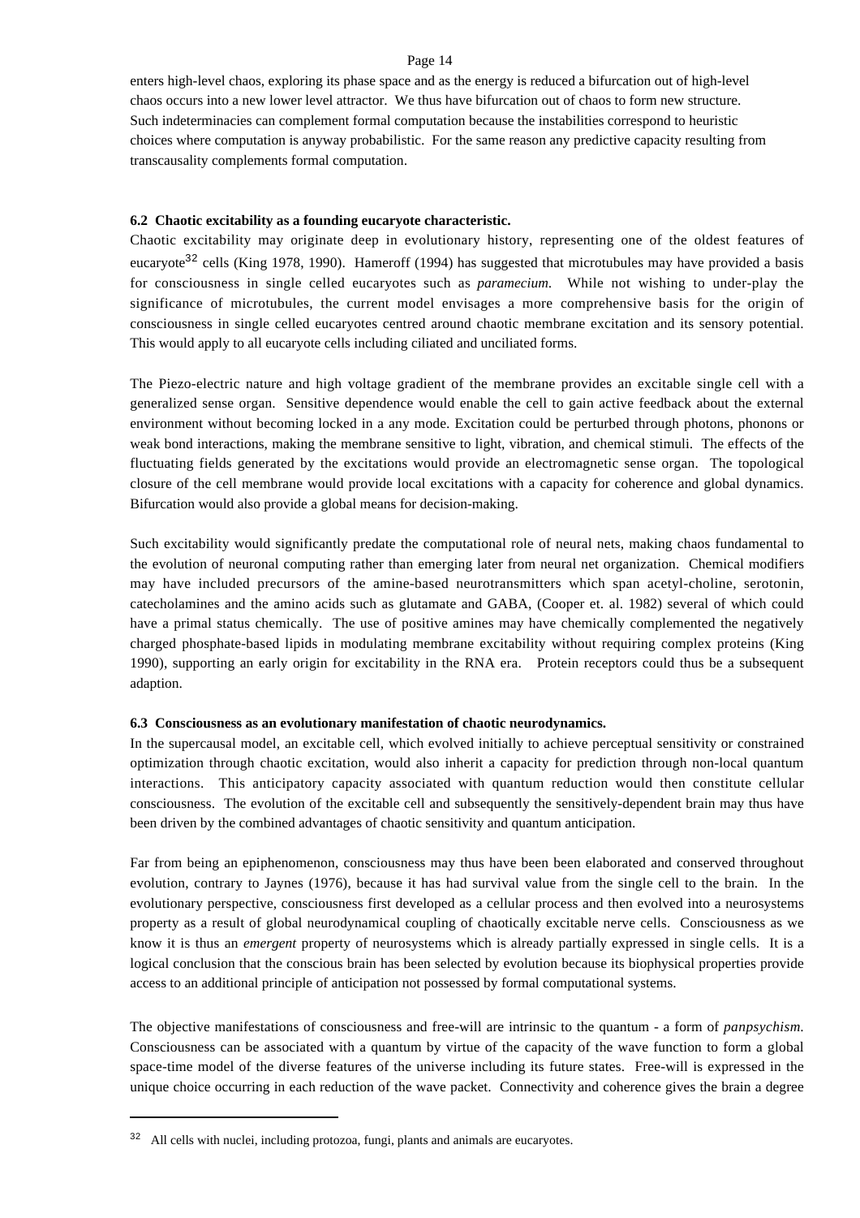enters high-level chaos, exploring its phase space and as the energy is reduced a bifurcation out of high-level chaos occurs into a new lower level attractor. We thus have bifurcation out of chaos to form new structure. Such indeterminacies can complement formal computation because the instabilities correspond to heuristic choices where computation is anyway probabilistic. For the same reason any predictive capacity resulting from transcausality complements formal computation.

### 6.2 Chaotic excitability as a founding eucaryote characteristic.

Chaotic excitability may originate deep in evolutionary history, representing one of the oldest features of eucaryote[32] cells (King 1978, 1990). Hameroff (1994) has suggested that microtubules may have provided a basis for consciousness in single celled eucaryotes such as *paramecium.* While not wishing to under-play the significance of microtubules, the current model envisages a more comprehensive basis for the origin of consciousness in single celled eucaryotes centred around chaotic membrane excitation and its sensory potential. This would apply to all eucaryote cells including ciliated and unciliated forms.

The Piezo-electric nature and high voltage gradient of the membrane provides an excitable single cell with a generalized sense organ. Sensitive dependence would enable the cell to gain active feedback about the external environment without becoming locked in a any mode. Excitation could be perturbed through photons, phonons or weak bond interactions, making the membrane sensitive to light, vibration, and chemical stimuli. The effects of the fluctuating fields generated by the excitations would provide an electromagnetic sense organ. The topological closure of the cell membrane would provide local excitations with a capacity for coherence and global dynamics. Bifurcation would also provide a global means for decision-making.

Such excitability would significantly predate the computational role of neural nets, making chaos fundamental to the evolution of neuronal computing rather than emerging later from neural net organization. Chemical modifiers may have included precursors of the amine-based neurotransmitters which span acetyl-choline, serotonin, catecholamines and the amino acids such as glutamate and GABA, (Cooper et. al. 1982) several of which could have a primal status chemically. The use of positive amines may have chemically complemented the negatively charged phosphate-based lipids in modulating membrane excitability without requiring complex proteins (King 1990), supporting an early origin for excitability in the RNA era. Protein receptors could thus be a subsequent adaption.

### 6.3 Consciousness as an evolutionary manifestation of chaotic neurodynamics.

In the supercausal model, an excitable cell, which evolved initially to achieve perceptual sensitivity or constrained optimization through chaotic excitation, would also inherit a capacity for prediction through non-local quantum interactions. This anticipatory capacity associated with quantum reduction would then constitute cellular consciousness. The evolution of the excitable cell and subsequently the sensitively-dependent brain may thus have been driven by the combined advantages of chaotic sensitivity and quantum anticipation.

Far from being an epiphenomenon, consciousness may thus have been been elaborated and conserved throughout evolution, contrary to Jaynes (1976), because it has had survival value from the single cell to the brain. In the evolutionary perspective, consciousness first developed as a cellular process and then evolved into a neurosystems property as a result of global neurodynamical coupling of chaotically excitable nerve cells. Consciousness as we know it is thus an *emergent* property of neurosystems which is already partially expressed in single cells. It is a logical conclusion that the conscious brain has been selected by evolution because its biophysical properties provide access to an additional principle of anticipation not possessed by formal computational systems.

The objective manifestations of consciousness and free-will are intrinsic to the quantum - a form of *panpsychism.* Consciousness can be associated with a quantum by virtue of the capacity of the wave function to form a global space-time model of the diverse features of the universe including its future states. Free-will is expressed in the unique choice occurring in each reduction of the wave packet. Connectivity and coherence gives the brain a degree

---

[32] All cells with nuclei, including protozoa, fungi, plants and animals are eucaryotes.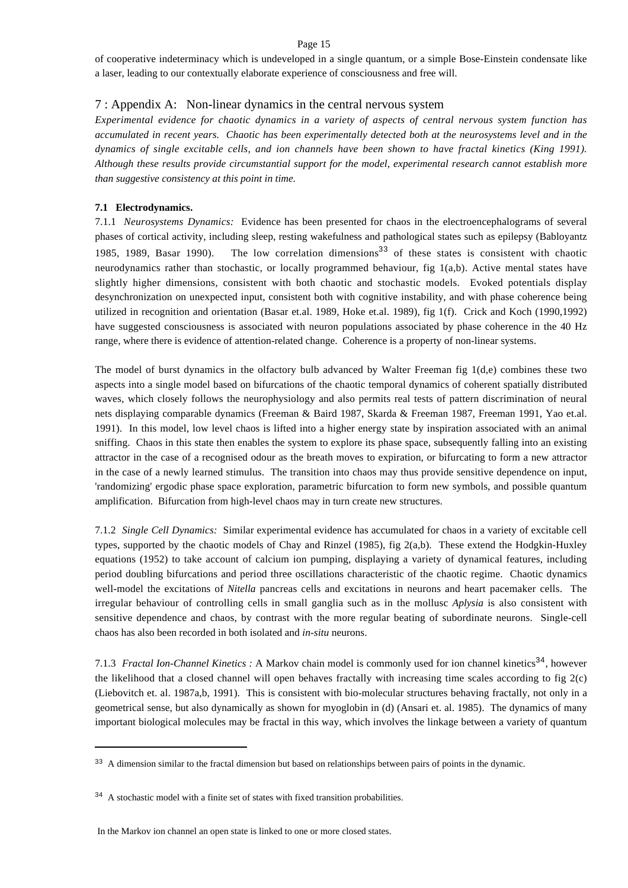of cooperative indeterminacy which is undeveloped in a single quantum, or a simple Bose-Einstein condensate like a laser, leading to our contextually elaborate experience of consciousness and free will.

## 7 : Appendix A: Non-linear dynamics in the central nervous system

*Experimental evidence for chaotic dynamics in a variety of aspects of central nervous system function has accumulated in recent years. Chaotic has been experimentally detected both at the neurosystems level and in the dynamics of single excitable cells, and ion channels have been shown to have fractal kinetics (King 1991). Although these results provide circumstantial support for the model, experimental research cannot establish more than suggestive consistency at this point in time.*

### 7.1 Electrodynamics.

7.1.1 *Neurosystems Dynamics:* Evidence has been presented for chaos in the electroencephalograms of several phases of cortical activity, including sleep, resting wakefulness and pathological states such as epilepsy (Babloyantz 1985, 1989, Basar 1990). The low correlation dimensions[33] of these states is consistent with chaotic neurodynamics rather than stochastic, or locally programmed behaviour, fig 1(a,b). Active mental states have slightly higher dimensions, consistent with both chaotic and stochastic models. Evoked potentials display desynchronization on unexpected input, consistent both with cognitive instability, and with phase coherence being utilized in recognition and orientation (Basar et.al. 1989, Hoke et.al. 1989), fig 1(f). Crick and Koch (1990,1992) have suggested consciousness is associated with neuron populations associated by phase coherence in the 40 Hz range, where there is evidence of attention-related change. Coherence is a property of non-linear systems.

The model of burst dynamics in the olfactory bulb advanced by Walter Freeman fig 1(d,e) combines these two aspects into a single model based on bifurcations of the chaotic temporal dynamics of coherent spatially distributed waves, which closely follows the neurophysiology and also permits real tests of pattern discrimination of neural nets displaying comparable dynamics (Freeman & Baird 1987, Skarda & Freeman 1987, Freeman 1991, Yao et.al. 1991). In this model, low level chaos is lifted into a higher energy state by inspiration associated with an animal sniffing. Chaos in this state then enables the system to explore its phase space, subsequently falling into an existing attractor in the case of a recognised odour as the breath moves to expiration, or bifurcating to form a new attractor in the case of a newly learned stimulus. The transition into chaos may thus provide sensitive dependence on input, 'randomizing' ergodic phase space exploration, parametric bifurcation to form new symbols, and possible quantum amplification. Bifurcation from high-level chaos may in turn create new structures.

7.1.2 *Single Cell Dynamics:* Similar experimental evidence has accumulated for chaos in a variety of excitable cell types, supported by the chaotic models of Chay and Rinzel (1985), fig 2(a,b). These extend the Hodgkin-Huxley equations (1952) to take account of calcium ion pumping, displaying a variety of dynamical features, including period doubling bifurcations and period three oscillations characteristic of the chaotic regime. Chaotic dynamics well-model the excitations of *Nitella* pancreas cells and excitations in neurons and heart pacemaker cells. The irregular behaviour of controlling cells in small ganglia such as in the mollusc *Aplysia* is also consistent with sensitive dependence and chaos, by contrast with the more regular beating of subordinate neurons. Single-cell chaos has also been recorded in both isolated and *in-situ* neurons.

7.1.3 *Fractal Ion-Channel Kinetics :* A Markov chain model is commonly used for ion channel kinetics[34], however the likelihood that a closed channel will open behaves fractally with increasing time scales according to fig 2(c) (Liebovitch et. al. 1987a,b, 1991). This is consistent with bio-molecular structures behaving fractally, not only in a geometrical sense, but also dynamically as shown for myoglobin in (d) (Ansari et. al. 1985). The dynamics of many important biological molecules may be fractal in this way, which involves the linkage between a variety of quantum

---

[33] A dimension similar to the fractal dimension but based on relationships between pairs of points in the dynamic.

[34] A stochastic model with a finite set of states with fixed transition probabilities.

In the Markov ion channel an open state is linked to one or more closed states.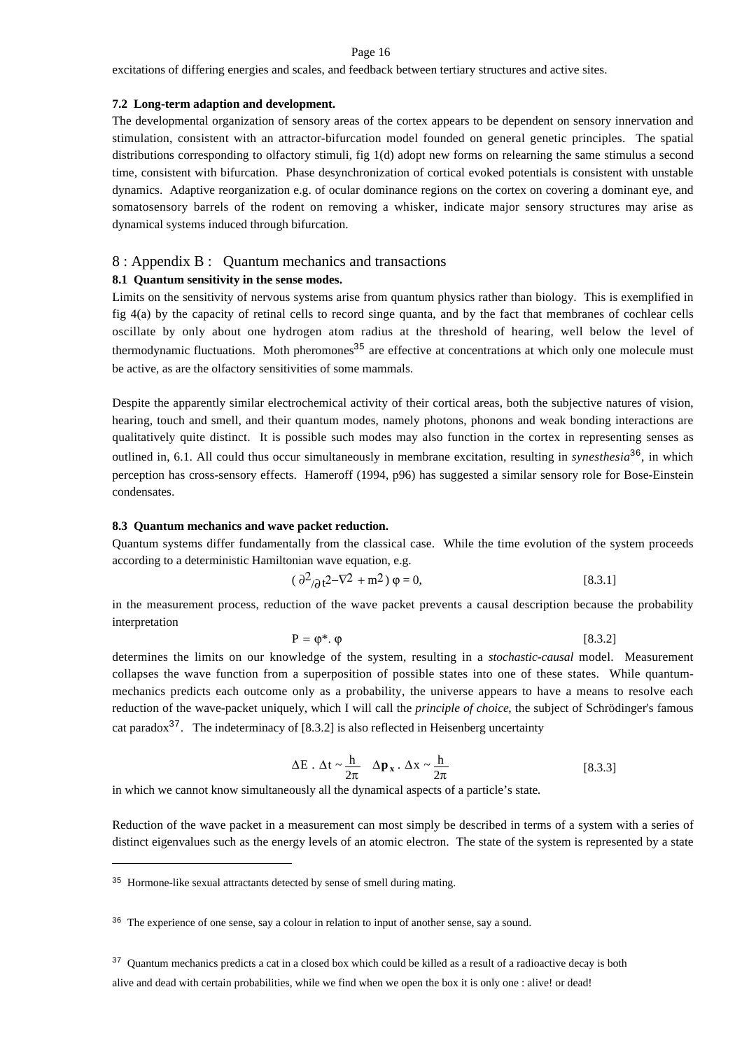excitations of differing energies and scales, and feedback between tertiary structures and active sites.

**7.2 Long-term adaption and development.**

The developmental organization of sensory areas of the cortex appears to be dependent on sensory innervation and stimulation, consistent with an attractor-bifurcation model founded on general genetic principles. The spatial distributions corresponding to olfactory stimuli, fig 1(d) adopt new forms on relearning the same stimulus a second time, consistent with bifurcation. Phase desynchronization of cortical evoked potentials is consistent with unstable dynamics. Adaptive reorganization e.g. of ocular dominance regions on the cortex on covering a dominant eye, and somatosensory barrels of the rodent on removing a whisker, indicate major sensory structures may arise as dynamical systems induced through bifurcation.

## 8 : Appendix B : Quantum mechanics and transactions

**8.1 Quantum sensitivity in the sense modes.**

Limits on the sensitivity of nervous systems arise from quantum physics rather than biology. This is exemplified in fig 4(a) by the capacity of retinal cells to record singe quanta, and by the fact that membranes of cochlear cells oscillate by only about one hydrogen atom radius at the threshold of hearing, well below the level of thermodynamic fluctuations. Moth pheromones[35] are effective at concentrations at which only one molecule must be active, as are the olfactory sensitivities of some mammals.

Despite the apparently similar electrochemical activity of their cortical areas, both the subjective natures of vision, hearing, touch and smell, and their quantum modes, namely photons, phonons and weak bonding interactions are qualitatively quite distinct. It is possible such modes may also function in the cortex in representing senses as outlined in, 6.1. All could thus occur simultaneously in membrane excitation, resulting in *synesthesia*[36], in which perception has cross-sensory effects. Hameroff (1994, p96) has suggested a similar sensory role for Bose-Einstein condensates.

**8.3 Quantum mechanics and wave packet reduction.**

Quantum systems differ fundamentally from the classical case. While the time evolution of the system proceeds according to a deterministic Hamiltonian wave equation, e.g.

$$(\partial^2/\partial t^2 - \nabla^2 + m^2)\,\varphi = 0, \qquad [8.3.1]$$

in the measurement process, reduction of the wave packet prevents a causal description because the probability interpretation

$$P = \varphi^* . \varphi \qquad [8.3.2]$$

determines the limits on our knowledge of the system, resulting in a *stochastic-causal* model. Measurement collapses the wave function from a superposition of possible states into one of these states. While quantum-mechanics predicts each outcome only as a probability, the universe appears to have a means to resolve each reduction of the wave-packet uniquely, which I will call the *principle of choice*, the subject of Schrödinger's famous cat paradox[37]. The indeterminacy of [8.3.2] is also reflected in Heisenberg uncertainty

$$\Delta E \,.\, \Delta t \sim \frac{h}{2\pi} \quad \Delta \mathbf{p}_x \,.\, \Delta x \sim \frac{h}{2\pi} \qquad [8.3.3]$$

in which we cannot know simultaneously all the dynamical aspects of a particle's state.

Reduction of the wave packet in a measurement can most simply be described in terms of a system with a series of distinct eigenvalues such as the energy levels of an atomic electron. The state of the system is represented by a state

---

[35] Hormone-like sexual attractants detected by sense of smell during mating.

[36] The experience of one sense, say a colour in relation to input of another sense, say a sound.

[37] Quantum mechanics predicts a cat in a closed box which could be killed as a result of a radioactive decay is both alive and dead with certain probabilities, while we find when we open the box it is only one : alive! or dead!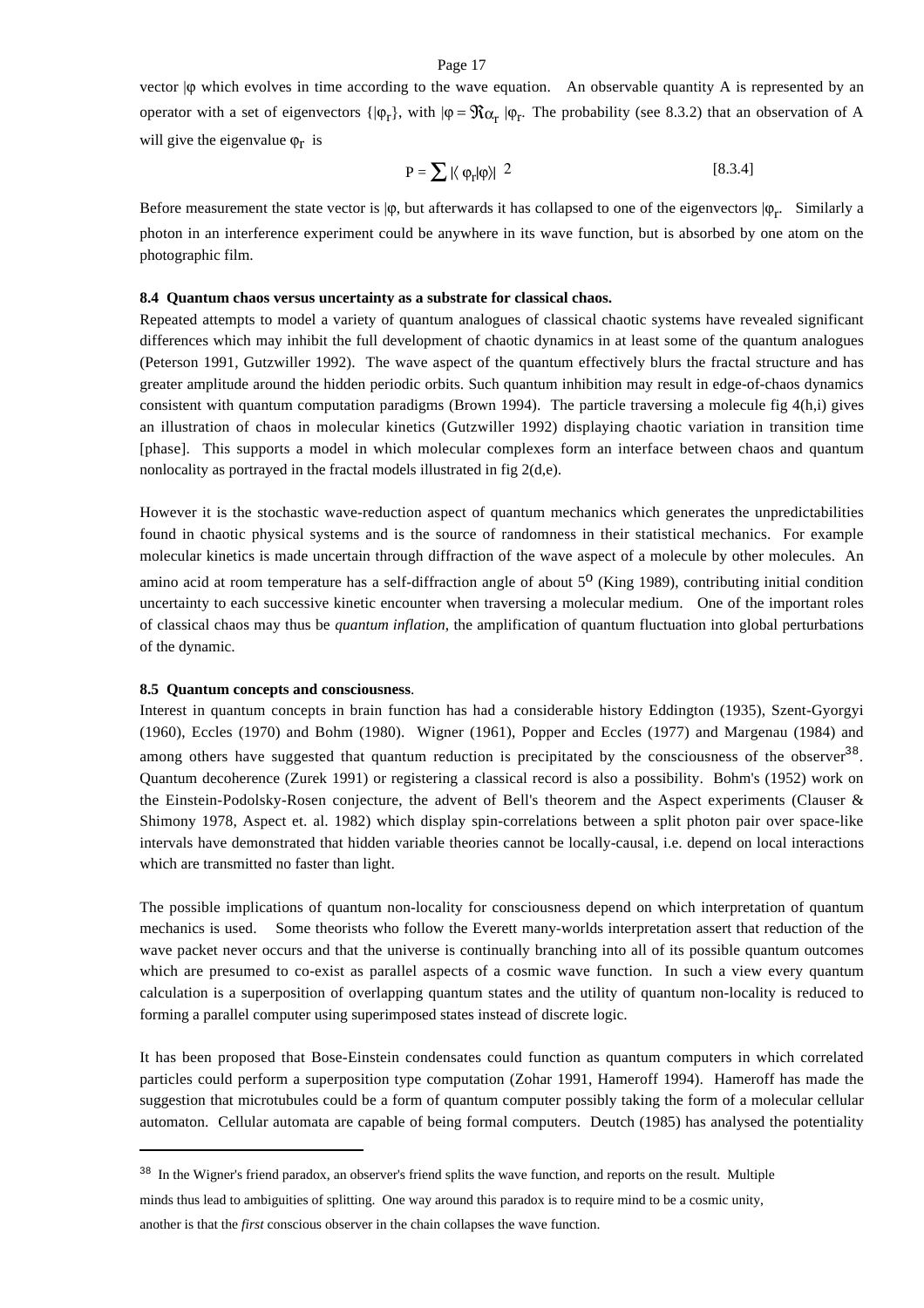vector $|\varphi$ which evolves in time according to the wave equation. An observable quantity A is represented by an operator with a set of eigenvectors $\{|\varphi_r\}$, with $|\varphi = \Re\alpha_r\ |\varphi_r$. The probability (see 8.3.2) that an observation of A will give the eigenvalue $\varphi_r$ is

$$P = \sum |\langle\ \varphi_r|\varphi\rangle|\ ^2 \qquad [8.3.4]$$

Before measurement the state vector is $|\varphi$, but afterwards it has collapsed to one of the eigenvectors $|\varphi_r$. Similarly a photon in an interference experiment could be anywhere in its wave function, but is absorbed by one atom on the photographic film.

**8.4 Quantum chaos versus uncertainty as a substrate for classical chaos.**

Repeated attempts to model a variety of quantum analogues of classical chaotic systems have revealed significant differences which may inhibit the full development of chaotic dynamics in at least some of the quantum analogues (Peterson 1991, Gutzwiller 1992). The wave aspect of the quantum effectively blurs the fractal structure and has greater amplitude around the hidden periodic orbits. Such quantum inhibition may result in edge-of-chaos dynamics consistent with quantum computation paradigms (Brown 1994). The particle traversing a molecule fig 4(h,i) gives an illustration of chaos in molecular kinetics (Gutzwiller 1992) displaying chaotic variation in transition time [phase]. This supports a model in which molecular complexes form an interface between chaos and quantum nonlocality as portrayed in the fractal models illustrated in fig 2(d,e).

However it is the stochastic wave-reduction aspect of quantum mechanics which generates the unpredictabilities found in chaotic physical systems and is the source of randomness in their statistical mechanics. For example molecular kinetics is made uncertain through diffraction of the wave aspect of a molecule by other molecules. An amino acid at room temperature has a self-diffraction angle of about $5^o$ (King 1989), contributing initial condition uncertainty to each successive kinetic encounter when traversing a molecular medium. One of the important roles of classical chaos may thus be *quantum inflation*, the amplification of quantum fluctuation into global perturbations of the dynamic.

**8.5 Quantum concepts and consciousness**.

Interest in quantum concepts in brain function has had a considerable history Eddington (1935), Szent-Gyorgyi (1960), Eccles (1970) and Bohm (1980). Wigner (1961), Popper and Eccles (1977) and Margenau (1984) and among others have suggested that quantum reduction is precipitated by the consciousness of the observer[38]. Quantum decoherence (Zurek 1991) or registering a classical record is also a possibility. Bohm's (1952) work on the Einstein-Podolsky-Rosen conjecture, the advent of Bell's theorem and the Aspect experiments (Clauser & Shimony 1978, Aspect et. al. 1982) which display spin-correlations between a split photon pair over space-like intervals have demonstrated that hidden variable theories cannot be locally-causal, i.e. depend on local interactions which are transmitted no faster than light.

The possible implications of quantum non-locality for consciousness depend on which interpretation of quantum mechanics is used. Some theorists who follow the Everett many-worlds interpretation assert that reduction of the wave packet never occurs and that the universe is continually branching into all of its possible quantum outcomes which are presumed to co-exist as parallel aspects of a cosmic wave function. In such a view every quantum calculation is a superposition of overlapping quantum states and the utility of quantum non-locality is reduced to forming a parallel computer using superimposed states instead of discrete logic.

It has been proposed that Bose-Einstein condensates could function as quantum computers in which correlated particles could perform a superposition type computation (Zohar 1991, Hameroff 1994). Hameroff has made the suggestion that microtubules could be a form of quantum computer possibly taking the form of a molecular cellular automaton. Cellular automata are capable of being formal computers. Deutch (1985) has analysed the potentiality

---

[38] In the Wigner's friend paradox, an observer's friend splits the wave function, and reports on the result. Multiple minds thus lead to ambiguities of splitting. One way around this paradox is to require mind to be a cosmic unity, another is that the *first* conscious observer in the chain collapses the wave function.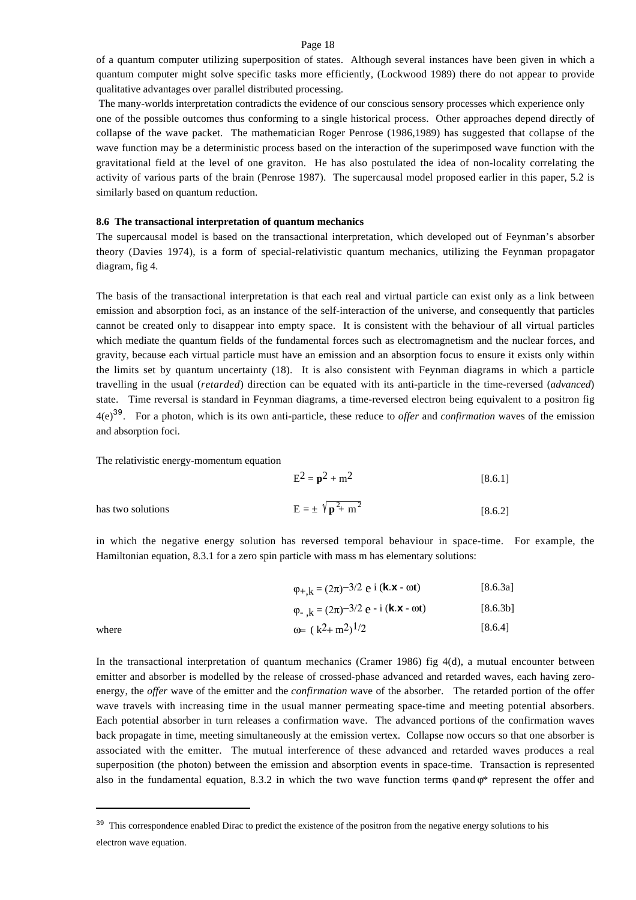of a quantum computer utilizing superposition of states. Although several instances have been given in which a quantum computer might solve specific tasks more efficiently, (Lockwood 1989) there do not appear to provide qualitative advantages over parallel distributed processing.

The many-worlds interpretation contradicts the evidence of our conscious sensory processes which experience only one of the possible outcomes thus conforming to a single historical process. Other approaches depend directly of collapse of the wave packet. The mathematician Roger Penrose (1986,1989) has suggested that collapse of the wave function may be a deterministic process based on the interaction of the superimposed wave function with the gravitational field at the level of one graviton. He has also postulated the idea of non-locality correlating the activity of various parts of the brain (Penrose 1987). The supercausal model proposed earlier in this paper, 5.2 is similarly based on quantum reduction.

**8.6 The transactional interpretation of quantum mechanics**

The supercausal model is based on the transactional interpretation, which developed out of Feynman's absorber theory (Davies 1974), is a form of special-relativistic quantum mechanics, utilizing the Feynman propagator diagram, fig 4.

The basis of the transactional interpretation is that each real and virtual particle can exist only as a link between emission and absorption foci, as an instance of the self-interaction of the universe, and consequently that particles cannot be created only to disappear into empty space. It is consistent with the behaviour of all virtual particles which mediate the quantum fields of the fundamental forces such as electromagnetism and the nuclear forces, and gravity, because each virtual particle must have an emission and an absorption focus to ensure it exists only within the limits set by quantum uncertainty (18). It is also consistent with Feynman diagrams in which a particle travelling in the usual (*retarded*) direction can be equated with its anti-particle in the time-reversed (*advanced*) state. Time reversal is standard in Feynman diagrams, a time-reversed electron being equivalent to a positron fig 4(e)[39]. For a photon, which is its own anti-particle, these reduce to *offer* and *confirmation* waves of the emission and absorption foci.

The relativistic energy-momentum equation

$$E^2 = \mathbf{p}^2 + m^2 \qquad [8.6.1]$$

has two solutions

$$E = \pm \sqrt{\mathbf{p}^2 + m^2} \qquad [8.6.2]$$

in which the negative energy solution has reversed temporal behaviour in space-time. For example, the Hamiltonian equation, 8.3.1 for a zero spin particle with mass m has elementary solutions:

$$\varphi_{+,k} = (2\pi)^{-3/2}\, e^{\,i\,(\mathbf{k}.\mathbf{x} - \omega\mathbf{t})} \qquad [8.6.3a]$$

$$\varphi_{-,k} = (2\pi)^{-3/2}\, e^{\,-\,i\,(\mathbf{k}.\mathbf{x} - \omega\mathbf{t})} \qquad [8.6.3b]$$

where

$$\omega = (k^2 + m^2)^{1/2} \qquad [8.6.4]$$

In the transactional interpretation of quantum mechanics (Cramer 1986) fig 4(d), a mutual encounter between emitter and absorber is modelled by the release of crossed-phase advanced and retarded waves, each having zero-energy, the *offer* wave of the emitter and the *confirmation* wave of the absorber. The retarded portion of the offer wave travels with increasing time in the usual manner permeating space-time and meeting potential absorbers. Each potential absorber in turn releases a confirmation wave. The advanced portions of the confirmation waves back propagate in time, meeting simultaneously at the emission vertex. Collapse now occurs so that one absorber is associated with the emitter. The mutual interference of these advanced and retarded waves produces a real superposition (the photon) between the emission and absorption events in space-time. Transaction is represented also in the fundamental equation, 8.3.2 in which the two wave function terms $\varphi$ and $\varphi^*$ represent the offer and

---

[39] This correspondence enabled Dirac to predict the existence of the positron from the negative energy solutions to his electron wave equation.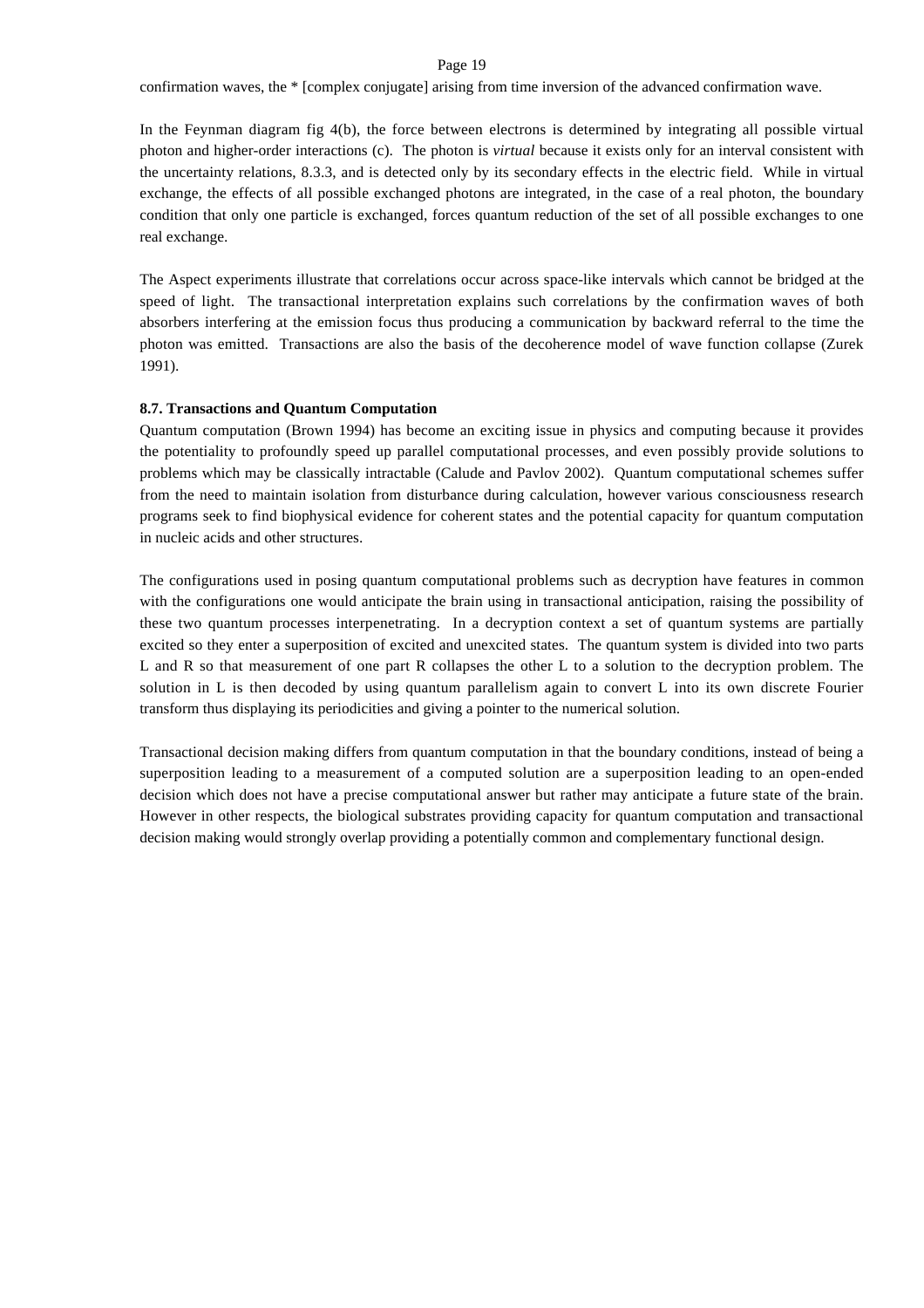confirmation waves, the * [complex conjugate] arising from time inversion of the advanced confirmation wave.

In the Feynman diagram fig 4(b), the force between electrons is determined by integrating all possible virtual photon and higher-order interactions (c). The photon is *virtual* because it exists only for an interval consistent with the uncertainty relations, 8.3.3, and is detected only by its secondary effects in the electric field. While in virtual exchange, the effects of all possible exchanged photons are integrated, in the case of a real photon, the boundary condition that only one particle is exchanged, forces quantum reduction of the set of all possible exchanges to one real exchange.

The Aspect experiments illustrate that correlations occur across space-like intervals which cannot be bridged at the speed of light. The transactional interpretation explains such correlations by the confirmation waves of both absorbers interfering at the emission focus thus producing a communication by backward referral to the time the photon was emitted. Transactions are also the basis of the decoherence model of wave function collapse (Zurek 1991).

### 8.7. Transactions and Quantum Computation

Quantum computation (Brown 1994) has become an exciting issue in physics and computing because it provides the potentiality to profoundly speed up parallel computational processes, and even possibly provide solutions to problems which may be classically intractable (Calude and Pavlov 2002). Quantum computational schemes suffer from the need to maintain isolation from disturbance during calculation, however various consciousness research programs seek to find biophysical evidence for coherent states and the potential capacity for quantum computation in nucleic acids and other structures.

The configurations used in posing quantum computational problems such as decryption have features in common with the configurations one would anticipate the brain using in transactional anticipation, raising the possibility of these two quantum processes interpenetrating. In a decryption context a set of quantum systems are partially excited so they enter a superposition of excited and unexcited states. The quantum system is divided into two parts L and R so that measurement of one part R collapses the other L to a solution to the decryption problem. The solution in L is then decoded by using quantum parallelism again to convert L into its own discrete Fourier transform thus displaying its periodicities and giving a pointer to the numerical solution.

Transactional decision making differs from quantum computation in that the boundary conditions, instead of being a superposition leading to a measurement of a computed solution are a superposition leading to an open-ended decision which does not have a precise computational answer but rather may anticipate a future state of the brain. However in other respects, the biological substrates providing capacity for quantum computation and transactional decision making would strongly overlap providing a potentially common and complementary functional design.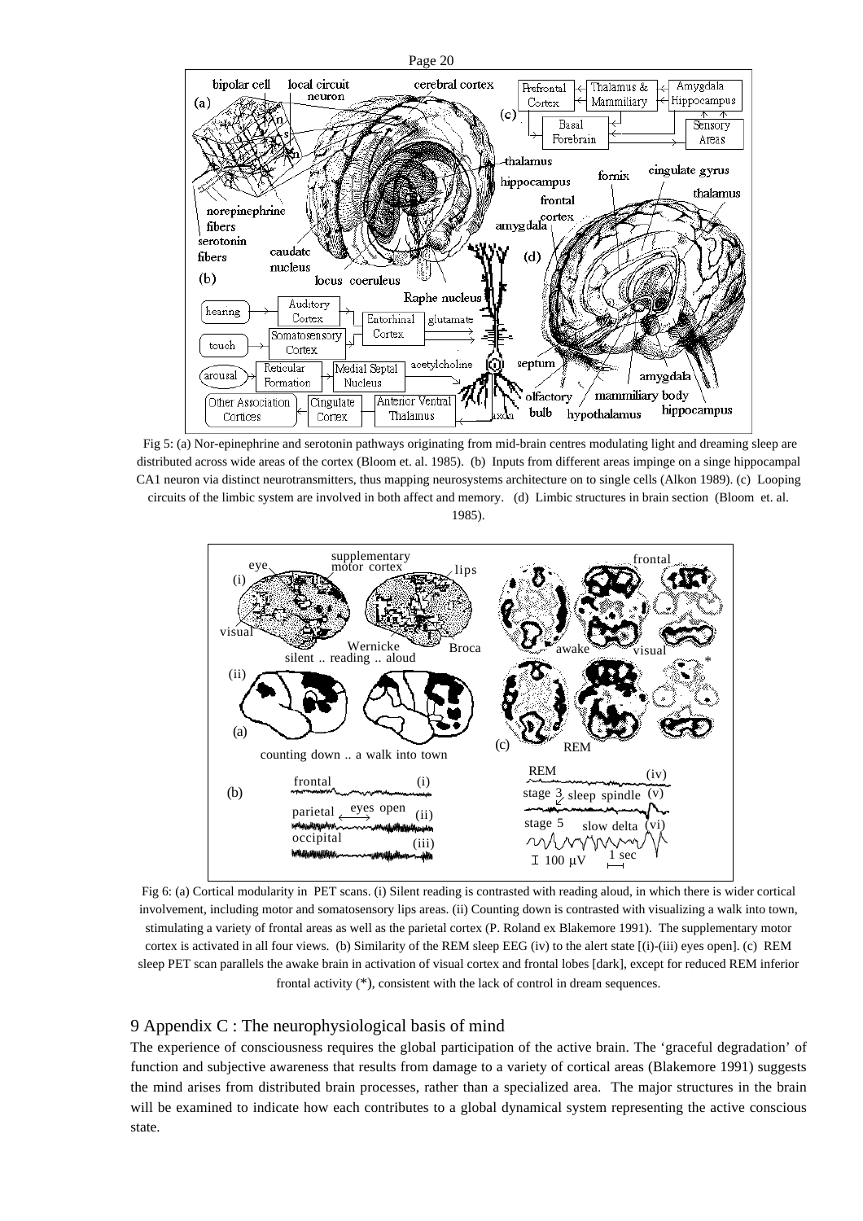Fig 5: (a) Nor-epinephrine and serotonin pathways originating from mid-brain centres modulating light and dreaming sleep are distributed across wide areas of the cortex (Bloom et. al. 1985). (b) Inputs from different areas impinge on a singe hippocampal CA1 neuron via distinct neurotransmitters, thus mapping neurosystems architecture on to single cells (Alkon 1989). (c) Looping circuits of the limbic system are involved in both affect and memory. (d) Limbic structures in brain section (Bloom et. al. 1985).

Fig 6: (a) Cortical modularity in PET scans. (i) Silent reading is contrasted with reading aloud, in which there is wider cortical involvement, including motor and somatosensory lips areas. (ii) Counting down is contrasted with visualizing a walk into town, stimulating a variety of frontal areas as well as the parietal cortex (P. Roland ex Blakemore 1991). The supplementary motor cortex is activated in all four views. (b) Similarity of the REM sleep EEG (iv) to the alert state [(i)-(iii) eyes open]. (c) REM sleep PET scan parallels the awake brain in activation of visual cortex and frontal lobes [dark], except for reduced REM inferior frontal activity (*), consistent with the lack of control in dream sequences.

## 9 Appendix C : The neurophysiological basis of mind

The experience of consciousness requires the global participation of the active brain. The 'graceful degradation' of function and subjective awareness that results from damage to a variety of cortical areas (Blakemore 1991) suggests the mind arises from distributed brain processes, rather than a specialized area. The major structures in the brain will be examined to indicate how each contributes to a global dynamical system representing the active conscious state.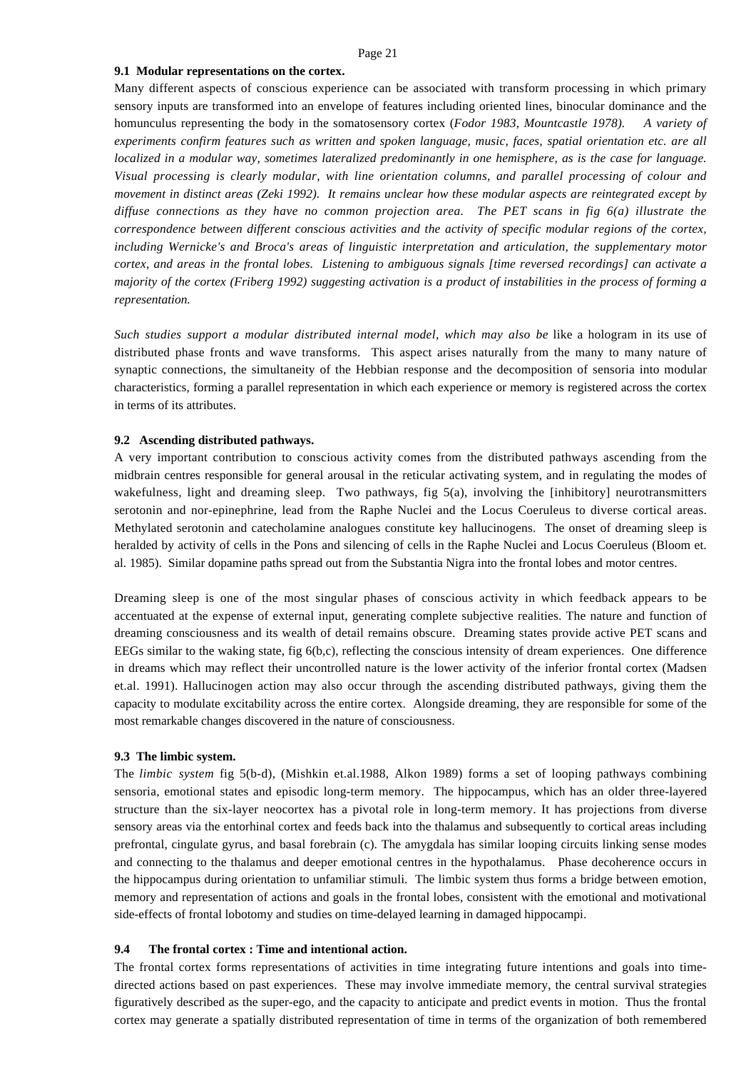### 9.1 Modular representations on the cortex.

Many different aspects of conscious experience can be associated with transform processing in which primary sensory inputs are transformed into an envelope of features including oriented lines, binocular dominance and the homunculus representing the body in the somatosensory cortex (*Fodor 1983, Mountcastle 1978). A variety of experiments confirm features such as written and spoken language, music, faces, spatial orientation etc. are all localized in a modular way, sometimes lateralized predominantly in one hemisphere, as is the case for language. Visual processing is clearly modular, with line orientation columns, and parallel processing of colour and movement in distinct areas (Zeki 1992). It remains unclear how these modular aspects are reintegrated except by diffuse connections as they have no common projection area. The PET scans in fig 6(a) illustrate the correspondence between different conscious activities and the activity of specific modular regions of the cortex, including Wernicke's and Broca's areas of linguistic interpretation and articulation, the supplementary motor cortex, and areas in the frontal lobes. Listening to ambiguous signals [time reversed recordings] can activate a majority of the cortex (Friberg 1992) suggesting activation is a product of instabilities in the process of forming a representation.*

*Such studies support a modular distributed internal model, which may also be* like a hologram in its use of distributed phase fronts and wave transforms. This aspect arises naturally from the many to many nature of synaptic connections, the simultaneity of the Hebbian response and the decomposition of sensoria into modular characteristics, forming a parallel representation in which each experience or memory is registered across the cortex in terms of its attributes.

### 9.2 Ascending distributed pathways.

A very important contribution to conscious activity comes from the distributed pathways ascending from the midbrain centres responsible for general arousal in the reticular activating system, and in regulating the modes of wakefulness, light and dreaming sleep. Two pathways, fig 5(a), involving the [inhibitory] neurotransmitters serotonin and nor-epinephrine, lead from the Raphe Nuclei and the Locus Coeruleus to diverse cortical areas. Methylated serotonin and catecholamine analogues constitute key hallucinogens. The onset of dreaming sleep is heralded by activity of cells in the Pons and silencing of cells in the Raphe Nuclei and Locus Coeruleus (Bloom et. al. 1985). Similar dopamine paths spread out from the Substantia Nigra into the frontal lobes and motor centres.

Dreaming sleep is one of the most singular phases of conscious activity in which feedback appears to be accentuated at the expense of external input, generating complete subjective realities. The nature and function of dreaming consciousness and its wealth of detail remains obscure. Dreaming states provide active PET scans and EEGs similar to the waking state, fig 6(b,c), reflecting the conscious intensity of dream experiences. One difference in dreams which may reflect their uncontrolled nature is the lower activity of the inferior frontal cortex (Madsen et.al. 1991). Hallucinogen action may also occur through the ascending distributed pathways, giving them the capacity to modulate excitability across the entire cortex. Alongside dreaming, they are responsible for some of the most remarkable changes discovered in the nature of consciousness.

### 9.3 The limbic system.

The *limbic system* fig 5(b-d), (Mishkin et.al.1988, Alkon 1989) forms a set of looping pathways combining sensoria, emotional states and episodic long-term memory. The hippocampus, which has an older three-layered structure than the six-layer neocortex has a pivotal role in long-term memory. It has projections from diverse sensory areas via the entorhinal cortex and feeds back into the thalamus and subsequently to cortical areas including prefrontal, cingulate gyrus, and basal forebrain (c). The amygdala has similar looping circuits linking sense modes and connecting to the thalamus and deeper emotional centres in the hypothalamus. Phase decoherence occurs in the hippocampus during orientation to unfamiliar stimuli. The limbic system thus forms a bridge between emotion, memory and representation of actions and goals in the frontal lobes, consistent with the emotional and motivational side-effects of frontal lobotomy and studies on time-delayed learning in damaged hippocampi.

### 9.4 The frontal cortex : Time and intentional action.

The frontal cortex forms representations of activities in time integrating future intentions and goals into time-directed actions based on past experiences. These may involve immediate memory, the central survival strategies figuratively described as the super-ego, and the capacity to anticipate and predict events in motion. Thus the frontal cortex may generate a spatially distributed representation of time in terms of the organization of both remembered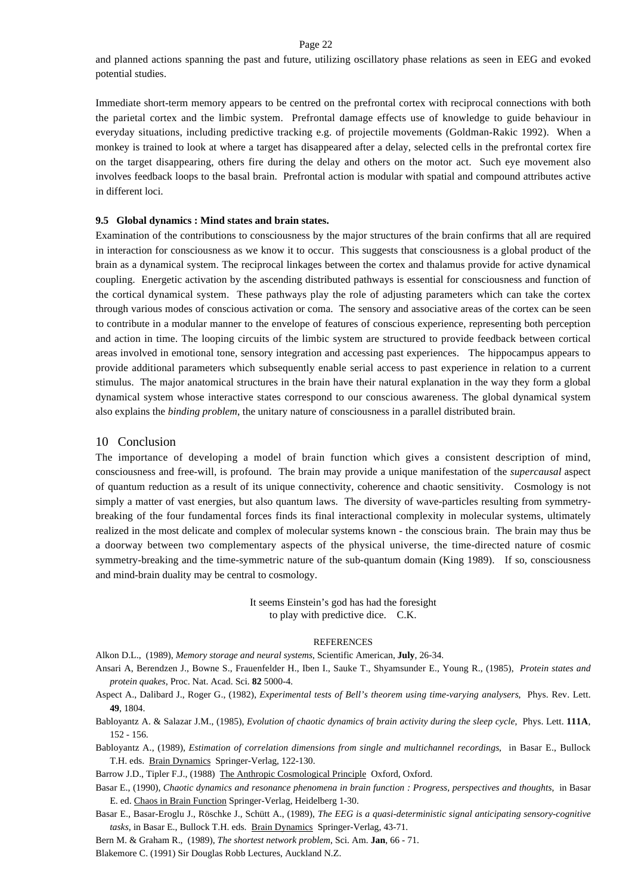and planned actions spanning the past and future, utilizing oscillatory phase relations as seen in EEG and evoked potential studies.

Immediate short-term memory appears to be centred on the prefrontal cortex with reciprocal connections with both the parietal cortex and the limbic system. Prefrontal damage effects use of knowledge to guide behaviour in everyday situations, including predictive tracking e.g. of projectile movements (Goldman-Rakic 1992). When a monkey is trained to look at where a target has disappeared after a delay, selected cells in the prefrontal cortex fire on the target disappearing, others fire during the delay and others on the motor act. Such eye movement also involves feedback loops to the basal brain. Prefrontal action is modular with spatial and compound attributes active in different loci.

### 9.5 Global dynamics : Mind states and brain states.

Examination of the contributions to consciousness by the major structures of the brain confirms that all are required in interaction for consciousness as we know it to occur. This suggests that consciousness is a global product of the brain as a dynamical system. The reciprocal linkages between the cortex and thalamus provide for active dynamical coupling. Energetic activation by the ascending distributed pathways is essential for consciousness and function of the cortical dynamical system. These pathways play the role of adjusting parameters which can take the cortex through various modes of conscious activation or coma. The sensory and associative areas of the cortex can be seen to contribute in a modular manner to the envelope of features of conscious experience, representing both perception and action in time. The looping circuits of the limbic system are structured to provide feedback between cortical areas involved in emotional tone, sensory integration and accessing past experiences. The hippocampus appears to provide additional parameters which subsequently enable serial access to past experience in relation to a current stimulus. The major anatomical structures in the brain have their natural explanation in the way they form a global dynamical system whose interactive states correspond to our conscious awareness. The global dynamical system also explains the *binding problem*, the unitary nature of consciousness in a parallel distributed brain.

## 10 Conclusion

The importance of developing a model of brain function which gives a consistent description of mind, consciousness and free-will, is profound. The brain may provide a unique manifestation of the *supercausal* aspect of quantum reduction as a result of its unique connectivity, coherence and chaotic sensitivity. Cosmology is not simply a matter of vast energies, but also quantum laws. The diversity of wave-particles resulting from symmetry-breaking of the four fundamental forces finds its final interactional complexity in molecular systems, ultimately realized in the most delicate and complex of molecular systems known - the conscious brain. The brain may thus be a doorway between two complementary aspects of the physical universe, the time-directed nature of cosmic symmetry-breaking and the time-symmetric nature of the sub-quantum domain (King 1989). If so, consciousness and mind-brain duality may be central to cosmology.

It seems Einstein's god has had the foresight
to play with predictive dice. C.K.

REFERENCES

Alkon D.L., (1989), *Memory storage and neural systems*, Scientific American, **July**, 26-34.

Ansari A, Berendzen J., Bowne S., Frauenfelder H., Iben I., Sauke T., Shyamsunder E., Young R., (1985), *Protein states and protein quakes*, Proc. Nat. Acad. Sci. **82** 5000-4.

Aspect A., Dalibard J., Roger G., (1982), *Experimental tests of Bell's theorem using time-varying analysers*, Phys. Rev. Lett. **49**, 1804.

Babloyantz A. & Salazar J.M., (1985), *Evolution of chaotic dynamics of brain activity during the sleep cycle*, Phys. Lett. **111A**, 152 - 156.

Babloyantz A., (1989), *Estimation of correlation dimensions from single and multichannel recordings*, in Basar E., Bullock T.H. eds. Brain Dynamics Springer-Verlag, 122-130.

Barrow J.D., Tipler F.J., (1988) The Anthropic Cosmological Principle Oxford, Oxford.

Basar E., (1990), *Chaotic dynamics and resonance phenomena in brain function : Progress, perspectives and thoughts*, in Basar E. ed. Chaos in Brain Function Springer-Verlag, Heidelberg 1-30.

Basar E., Basar-Eroglu J., Röschke J., Schütt A., (1989), *The EEG is a quasi-deterministic signal anticipating sensory-cognitive tasks*, in Basar E., Bullock T.H. eds. Brain Dynamics Springer-Verlag, 43-71.

Bern M. & Graham R., (1989), *The shortest network problem*, Sci. Am. **Jan**, 66 - 71.

Blakemore C. (1991) Sir Douglas Robb Lectures, Auckland N.Z.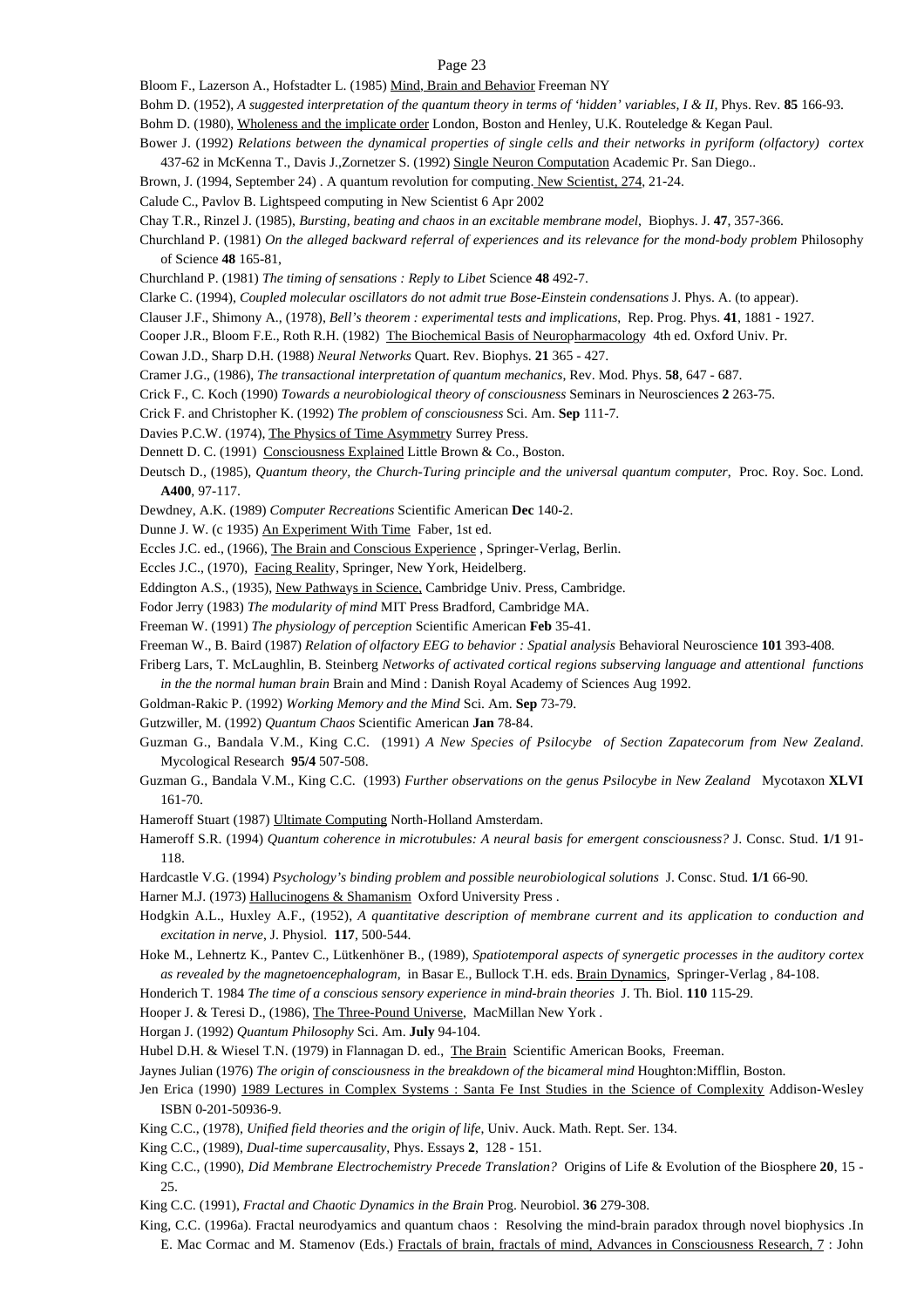Bloom F., Lazerson A., Hofstadter L. (1985) Mind, Brain and Behavior Freeman NY

Bohm D. (1952), *A suggested interpretation of the quantum theory in terms of 'hidden' variables, I & II*, Phys. Rev. **85** 166-93.

Bohm D. (1980), Wholeness and the implicate order London, Boston and Henley, U.K. Routeledge & Kegan Paul.

Bower J. (1992) *Relations between the dynamical properties of single cells and their networks in pyriform (olfactory) cortex* 437-62 in McKenna T., Davis J.,Zornetzer S. (1992) Single Neuron Computation Academic Pr. San Diego..

Brown, J. (1994, September 24) . A quantum revolution for computing. New Scientist, 274, 21-24.

Calude C., Pavlov B. Lightspeed computing in New Scientist 6 Apr 2002

Chay T.R., Rinzel J. (1985), *Bursting, beating and chaos in an excitable membrane model*, Biophys. J. **47**, 357-366.

Churchland P. (1981) *On the alleged backward referral of experiences and its relevance for the mond-body problem* Philosophy of Science **48** 165-81,

Churchland P. (1981) *The timing of sensations : Reply to Libet* Science **48** 492-7.

Clarke C. (1994), *Coupled molecular oscillators do not admit true Bose-Einstein condensations* J. Phys. A. (to appear).

Clauser J.F., Shimony A., (1978), *Bell's theorem : experimental tests and implications*, Rep. Prog. Phys. **41**, 1881 - 1927.

Cooper J.R., Bloom F.E., Roth R.H. (1982) The Biochemical Basis of Neuropharmacology 4th ed. Oxford Univ. Pr.

Cowan J.D., Sharp D.H. (1988) *Neural Networks* Quart. Rev. Biophys. **21** 365 - 427.

Cramer J.G., (1986), *The transactional interpretation of quantum mechanics*, Rev. Mod. Phys. **58**, 647 - 687.

Crick F., C. Koch (1990) *Towards a neurobiological theory of consciousness* Seminars in Neurosciences **2** 263-75.

Crick F. and Christopher K. (1992) *The problem of consciousness* Sci. Am. **Sep** 111-7.

Davies P.C.W. (1974), The Physics of Time Asymmetry Surrey Press.

Dennett D. C. (1991) Consciousness Explained Little Brown & Co., Boston.

Deutsch D., (1985), *Quantum theory, the Church-Turing principle and the universal quantum computer*, Proc. Roy. Soc. Lond. **A400**, 97-117.

Dewdney, A.K. (1989) *Computer Recreations* Scientific American **Dec** 140-2.

Dunne J. W. (c 1935) An Experiment With Time Faber, 1st ed.

Eccles J.C. ed., (1966), The Brain and Conscious Experience , Springer-Verlag, Berlin.

Eccles J.C., (1970), Facing Reality, Springer, New York, Heidelberg.

Eddington A.S., (1935), New Pathways in Science, Cambridge Univ. Press, Cambridge.

Fodor Jerry (1983) *The modularity of mind* MIT Press Bradford, Cambridge MA.

Freeman W. (1991) *The physiology of perception* Scientific American **Feb** 35-41.

Freeman W., B. Baird (1987) *Relation of olfactory EEG to behavior : Spatial analysis* Behavioral Neuroscience **101** 393-408.

Friberg Lars, T. McLaughlin, B. Steinberg *Networks of activated cortical regions subserving language and attentional functions in the the normal human brain* Brain and Mind : Danish Royal Academy of Sciences Aug 1992.

Goldman-Rakic P. (1992) *Working Memory and the Mind* Sci. Am. **Sep** 73-79.

Gutzwiller, M. (1992) *Quantum Chaos* Scientific American **Jan** 78-84.

Guzman G., Bandala V.M., King C.C. (1991) *A New Species of Psilocybe of Section Zapatecorum from New Zealand*. Mycological Research **95/4** 507-508.

Guzman G., Bandala V.M., King C.C. (1993) *Further observations on the genus Psilocybe in New Zealand* Mycotaxon **XLVI** 161-70.

Hameroff Stuart (1987) Ultimate Computing North-Holland Amsterdam.

Hameroff S.R. (1994) *Quantum coherence in microtubules: A neural basis for emergent consciousness?* J. Consc. Stud. **1/1** 91-118.

Hardcastle V.G. (1994) *Psychology's binding problem and possible neurobiological solutions* J. Consc. Stud. **1/1** 66-90.

Harner M.J. (1973) Hallucinogens & Shamanism Oxford University Press .

Hodgkin A.L., Huxley A.F., (1952), *A quantitative description of membrane current and its application to conduction and excitation in nerve*, J. Physiol. **117**, 500-544.

Hoke M., Lehnertz K., Pantev C., Lütkenhöner B., (1989), *Spatiotemporal aspects of synergetic processes in the auditory cortex as revealed by the magnetoencephalogram*, in Basar E., Bullock T.H. eds. Brain Dynamics, Springer-Verlag , 84-108.

Honderich T. 1984 *The time of a conscious sensory experience in mind-brain theories* J. Th. Biol. **110** 115-29.

Hooper J. & Teresi D., (1986), The Three-Pound Universe, MacMillan New York .

Horgan J. (1992) *Quantum Philosophy* Sci. Am. **July** 94-104.

Hubel D.H. & Wiesel T.N. (1979) in Flannagan D. ed., The Brain Scientific American Books, Freeman.

Jaynes Julian (1976) *The origin of consciousness in the breakdown of the bicameral mind* Houghton:Mifflin, Boston.

Jen Erica (1990) 1989 Lectures in Complex Systems : Santa Fe Inst Studies in the Science of Complexity Addison-Wesley ISBN 0-201-50936-9.

King C.C., (1978), *Unified field theories and the origin of life*, Univ. Auck. Math. Rept. Ser. 134.

King C.C., (1989), *Dual-time supercausality*, Phys. Essays **2**, 128 - 151.

King C.C., (1990), *Did Membrane Electrochemistry Precede Translation?* Origins of Life & Evolution of the Biosphere **20**, 15 - 25.

King C.C. (1991), *Fractal and Chaotic Dynamics in the Brain* Prog. Neurobiol. **36** 279-308.

King, C.C. (1996a). Fractal neurodyamics and quantum chaos : Resolving the mind-brain paradox through novel biophysics .In E. Mac Cormac and M. Stamenov (Eds.) Fractals of brain, fractals of mind, Advances in Consciousness Research, 7 : John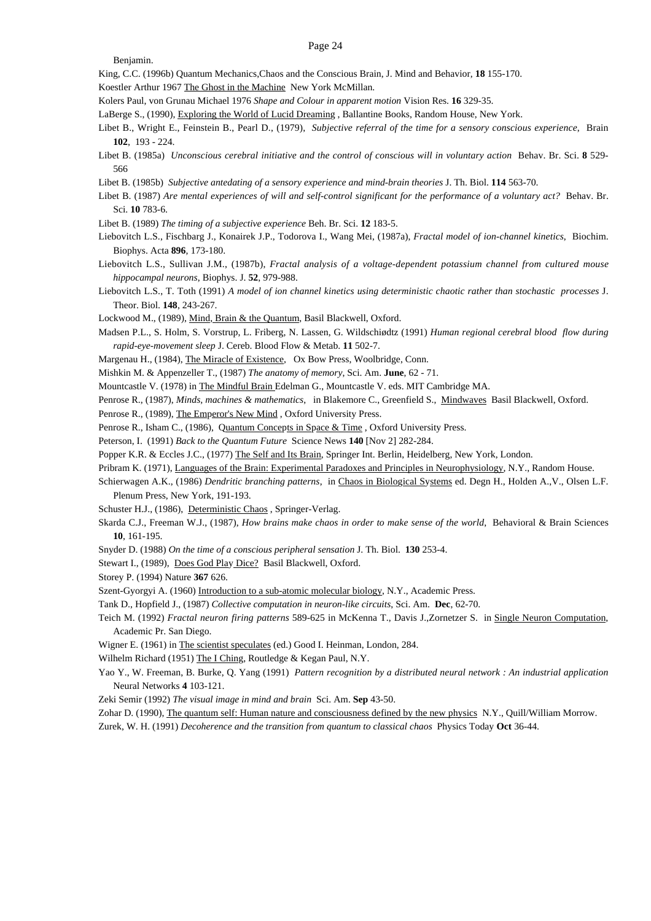Benjamin.

King, C.C. (1996b) Quantum Mechanics,Chaos and the Conscious Brain, J. Mind and Behavior, **18** 155-170.

Koestler Arthur 1967 The Ghost in the Machine New York McMillan.

Kolers Paul, von Grunau Michael 1976 *Shape and Colour in apparent motion* Vision Res. **16** 329-35.

LaBerge S., (1990), Exploring the World of Lucid Dreaming , Ballantine Books, Random House, New York.

Libet B., Wright E., Feinstein B., Pearl D., (1979), *Subjective referral of the time for a sensory conscious experience*, Brain **102**, 193 - 224.

Libet B. (1985a) *Unconscious cerebral initiative and the control of conscious will in voluntary action* Behav. Br. Sci. **8** 529-566

Libet B. (1985b) *Subjective antedating of a sensory experience and mind-brain theories* J. Th. Biol. **114** 563-70.

Libet B. (1987) *Are mental experiences of will and self-control significant for the performance of a voluntary act?* Behav. Br. Sci. **10** 783-6.

Libet B. (1989) *The timing of a subjective experience* Beh. Br. Sci. **12** 183-5.

Liebovitch L.S., Fischbarg J., Konairek J.P., Todorova I., Wang Mei, (1987a), *Fractal model of ion-channel kinetics*, Biochim. Biophys. Acta **896**, 173-180.

Liebovitch L.S., Sullivan J.M., (1987b), *Fractal analysis of a voltage-dependent potassium channel from cultured mouse hippocampal neurons*, Biophys. J. **52**, 979-988.

Liebovitch L.S., T. Toth (1991) *A model of ion channel kinetics using deterministic chaotic rather than stochastic processes* J. Theor. Biol. **148**, 243-267.

Lockwood M., (1989), Mind, Brain & the Quantum, Basil Blackwell, Oxford.

Madsen P.L., S. Holm, S. Vorstrup, L. Friberg, N. Lassen, G. Wildschiødtz (1991) *Human regional cerebral blood flow during rapid-eye-movement sleep* J. Cereb. Blood Flow & Metab. **11** 502-7.

Margenau H., (1984), The Miracle of Existence, Ox Bow Press, Woolbridge, Conn.

Mishkin M. & Appenzeller T., (1987) *The anatomy of memory*, Sci. Am. **June**, 62 - 71.

Mountcastle V. (1978) in The Mindful Brain Edelman G., Mountcastle V. eds. MIT Cambridge MA.

Penrose R., (1987), *Minds, machines & mathematics*, in Blakemore C., Greenfield S., Mindwaves Basil Blackwell, Oxford.

Penrose R., (1989), The Emperor's New Mind , Oxford University Press.

Penrose R., Isham C., (1986), Quantum Concepts in Space & Time , Oxford University Press.

Peterson, I. (1991) *Back to the Quantum Future* Science News **140** [Nov 2] 282-284.

Popper K.R. & Eccles J.C., (1977) The Self and Its Brain, Springer Int. Berlin, Heidelberg, New York, London.

Pribram K. (1971), Languages of the Brain: Experimental Paradoxes and Principles in Neurophysiology, N.Y., Random House.

Schierwagen A.K., (1986) *Dendritic branching patterns*, in Chaos in Biological Systems ed. Degn H., Holden A.,V., Olsen L.F. Plenum Press, New York, 191-193.

Schuster H.J., (1986), Deterministic Chaos , Springer-Verlag.

Skarda C.J., Freeman W.J., (1987), *How brains make chaos in order to make sense of the world*, Behavioral & Brain Sciences **10**, 161-195.

Snyder D. (1988) *On the time of a conscious peripheral sensation* J. Th. Biol. **130** 253-4.

Stewart I., (1989), Does God Play Dice? Basil Blackwell, Oxford.

Storey P. (1994) Nature **367** 626.

Szent-Gyorgyi A. (1960) Introduction to a sub-atomic molecular biology, N.Y., Academic Press.

Tank D., Hopfield J., (1987) *Collective computation in neuron-like circuits*, Sci. Am. **Dec**, 62-70.

Teich M. (1992) *Fractal neuron firing patterns* 589-625 in McKenna T., Davis J.,Zornetzer S. in Single Neuron Computation, Academic Pr. San Diego.

Wigner E. (1961) in The scientist speculates (ed.) Good I. Heinman, London, 284.

Wilhelm Richard (1951) The I Ching, Routledge & Kegan Paul, N.Y.

Yao Y., W. Freeman, B. Burke, Q. Yang (1991) *Pattern recognition by a distributed neural network : An industrial application* Neural Networks **4** 103-121.

Zeki Semir (1992) *The visual image in mind and brain* Sci. Am. **Sep** 43-50.

Zohar D. (1990), The quantum self: Human nature and consciousness defined by the new physics N.Y., Quill/William Morrow.

Zurek, W. H. (1991) *Decoherence and the transition from quantum to classical chaos* Physics Today **Oct** 36-44.